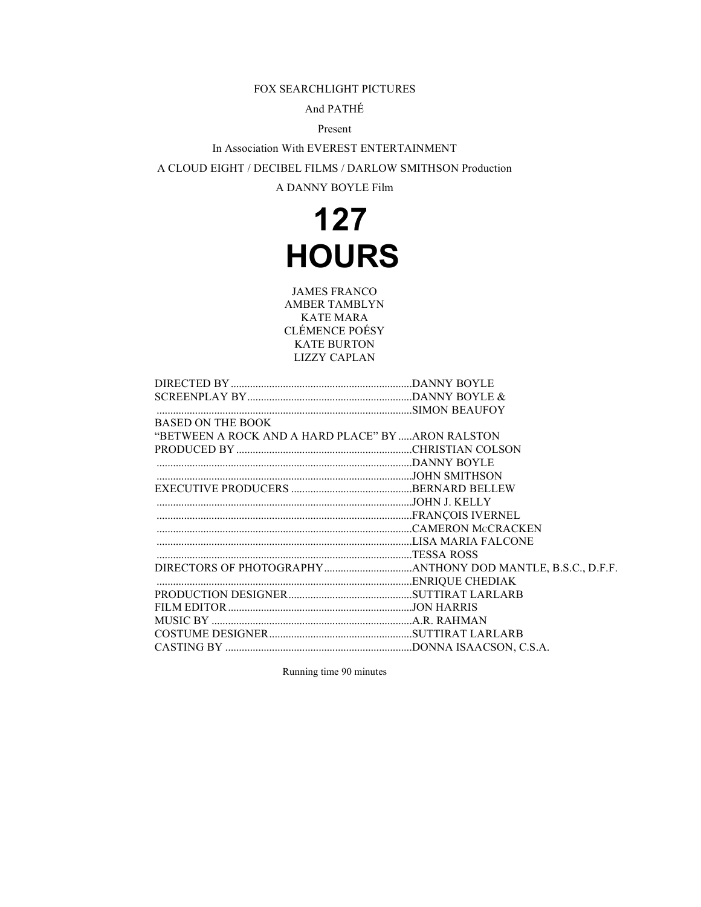FOX SEARCHLIGHT PICTURES

And PATHÉ

Present

In Association With EVEREST ENTERTAINMENT

A CLOUD EIGHT / DECIBEL FILMS / DARLOW SMITHSON Production

A DANNY BOYLE Film

# 127 HOURS

JAMES FRANCO
AMBER TAMBLYN
KATE MARA
CLÉMENCE POÉSY
KATE BURTON
LIZZY CAPLAN

| | |
|---|---|
| DIRECTED BY | DANNY BOYLE |
| SCREENPLAY BY | DANNY BOYLE & |
| | SIMON BEAUFOY |
| BASED ON THE BOOK | |
| "BETWEEN A ROCK AND A HARD PLACE" BY | ARON RALSTON |
| PRODUCED BY | CHRISTIAN COLSON |
| | DANNY BOYLE |
| | JOHN SMITHSON |
| EXECUTIVE PRODUCERS | BERNARD BELLEW |
| | JOHN J. KELLY |
| | FRANÇOIS IVERNEL |
| | CAMERON McCRACKEN |
| | LISA MARIA FALCONE |
| | TESSA ROSS |
| DIRECTORS OF PHOTOGRAPHY | ANTHONY DOD MANTLE, B.S.C., D.F.F. |
| | ENRIQUE CHEDIAK |
| PRODUCTION DESIGNER | SUTTIRAT LARLARB |
| FILM EDITOR | JON HARRIS |
| MUSIC BY | A.R. RAHMAN |
| COSTUME DESIGNER | SUTTIRAT LARLARB |
| CASTING BY | DONNA ISAACSON, C.S.A. |

Running time 90 minutes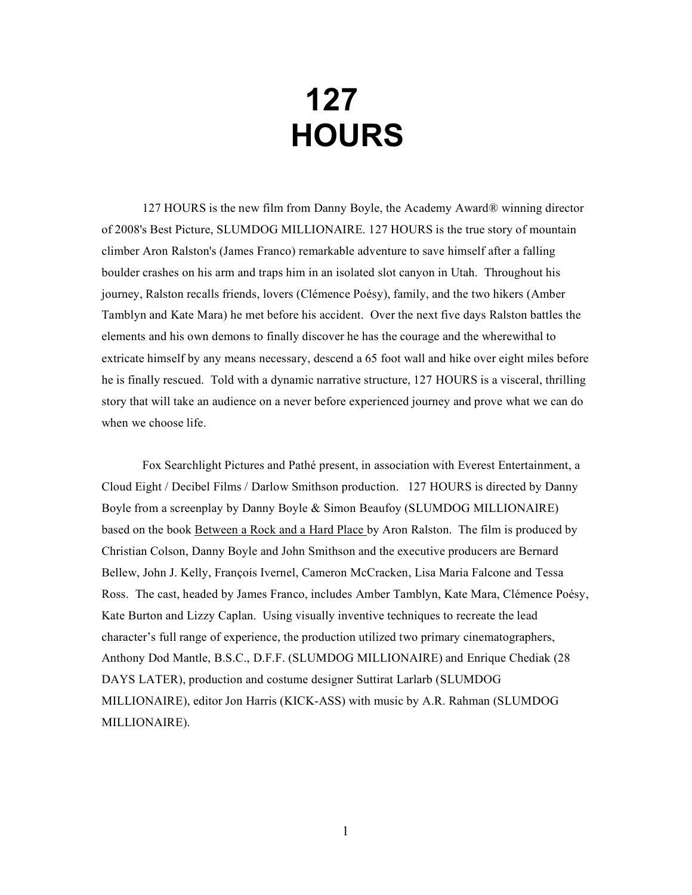# 127 HOURS

127 HOURS is the new film from Danny Boyle, the Academy Award® winning director of 2008's Best Picture, SLUMDOG MILLIONAIRE. 127 HOURS is the true story of mountain climber Aron Ralston's (James Franco) remarkable adventure to save himself after a falling boulder crashes on his arm and traps him in an isolated slot canyon in Utah. Throughout his journey, Ralston recalls friends, lovers (Clémence Poésy), family, and the two hikers (Amber Tamblyn and Kate Mara) he met before his accident. Over the next five days Ralston battles the elements and his own demons to finally discover he has the courage and the wherewithal to extricate himself by any means necessary, descend a 65 foot wall and hike over eight miles before he is finally rescued. Told with a dynamic narrative structure, 127 HOURS is a visceral, thrilling story that will take an audience on a never before experienced journey and prove what we can do when we choose life.

Fox Searchlight Pictures and Pathé present, in association with Everest Entertainment, a Cloud Eight / Decibel Films / Darlow Smithson production. 127 HOURS is directed by Danny Boyle from a screenplay by Danny Boyle & Simon Beaufoy (SLUMDOG MILLIONAIRE) based on the book Between a Rock and a Hard Place by Aron Ralston. The film is produced by Christian Colson, Danny Boyle and John Smithson and the executive producers are Bernard Bellew, John J. Kelly, François Ivernel, Cameron McCracken, Lisa Maria Falcone and Tessa Ross. The cast, headed by James Franco, includes Amber Tamblyn, Kate Mara, Clémence Poésy, Kate Burton and Lizzy Caplan. Using visually inventive techniques to recreate the lead character's full range of experience, the production utilized two primary cinematographers, Anthony Dod Mantle, B.S.C., D.F.F. (SLUMDOG MILLIONAIRE) and Enrique Chediak (28 DAYS LATER), production and costume designer Suttirat Larlarb (SLUMDOG MILLIONAIRE), editor Jon Harris (KICK-ASS) with music by A.R. Rahman (SLUMDOG MILLIONAIRE).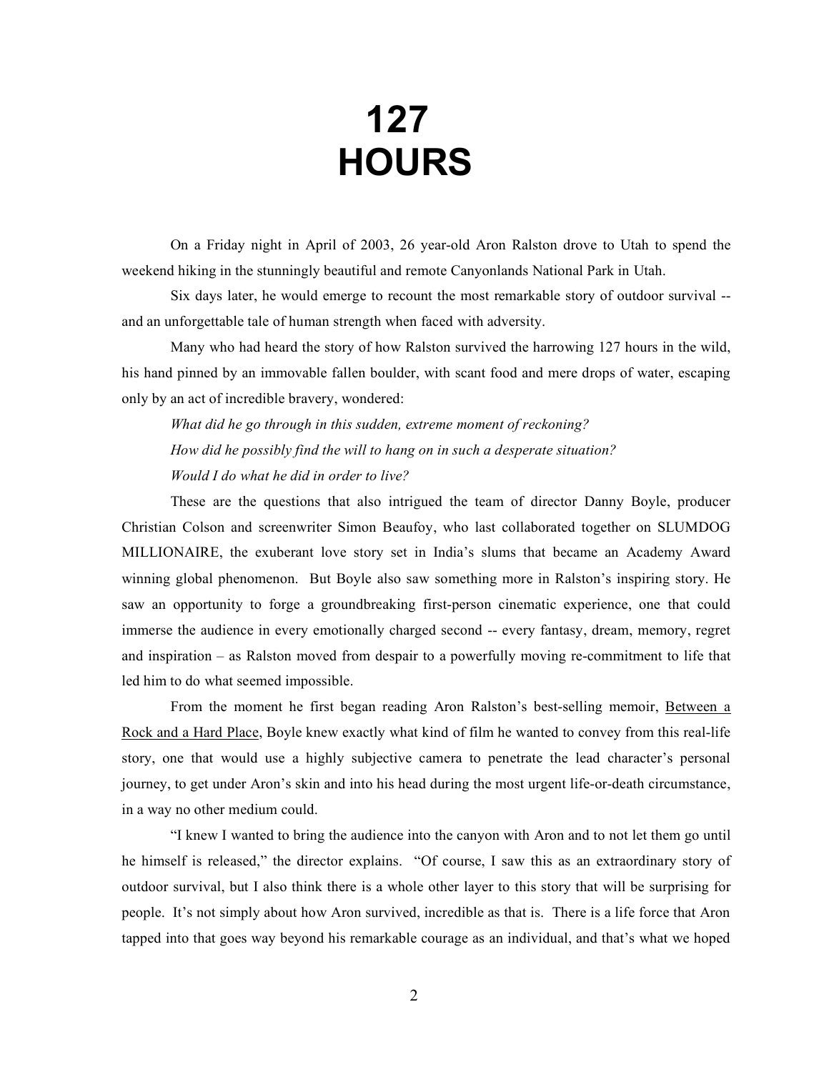# 127 HOURS

On a Friday night in April of 2003, 26 year-old Aron Ralston drove to Utah to spend the weekend hiking in the stunningly beautiful and remote Canyonlands National Park in Utah.

Six days later, he would emerge to recount the most remarkable story of outdoor survival -- and an unforgettable tale of human strength when faced with adversity.

Many who had heard the story of how Ralston survived the harrowing 127 hours in the wild, his hand pinned by an immovable fallen boulder, with scant food and mere drops of water, escaping only by an act of incredible bravery, wondered:

*What did he go through in this sudden, extreme moment of reckoning?*

*How did he possibly find the will to hang on in such a desperate situation?*

*Would I do what he did in order to live?*

These are the questions that also intrigued the team of director Danny Boyle, producer Christian Colson and screenwriter Simon Beaufoy, who last collaborated together on SLUMDOG MILLIONAIRE, the exuberant love story set in India's slums that became an Academy Award winning global phenomenon. But Boyle also saw something more in Ralston's inspiring story. He saw an opportunity to forge a groundbreaking first-person cinematic experience, one that could immerse the audience in every emotionally charged second -- every fantasy, dream, memory, regret and inspiration – as Ralston moved from despair to a powerfully moving re-commitment to life that led him to do what seemed impossible.

From the moment he first began reading Aron Ralston's best-selling memoir, Between a Rock and a Hard Place, Boyle knew exactly what kind of film he wanted to convey from this real-life story, one that would use a highly subjective camera to penetrate the lead character's personal journey, to get under Aron's skin and into his head during the most urgent life-or-death circumstance, in a way no other medium could.

"I knew I wanted to bring the audience into the canyon with Aron and to not let them go until he himself is released," the director explains. "Of course, I saw this as an extraordinary story of outdoor survival, but I also think there is a whole other layer to this story that will be surprising for people. It's not simply about how Aron survived, incredible as that is. There is a life force that Aron tapped into that goes way beyond his remarkable courage as an individual, and that's what we hoped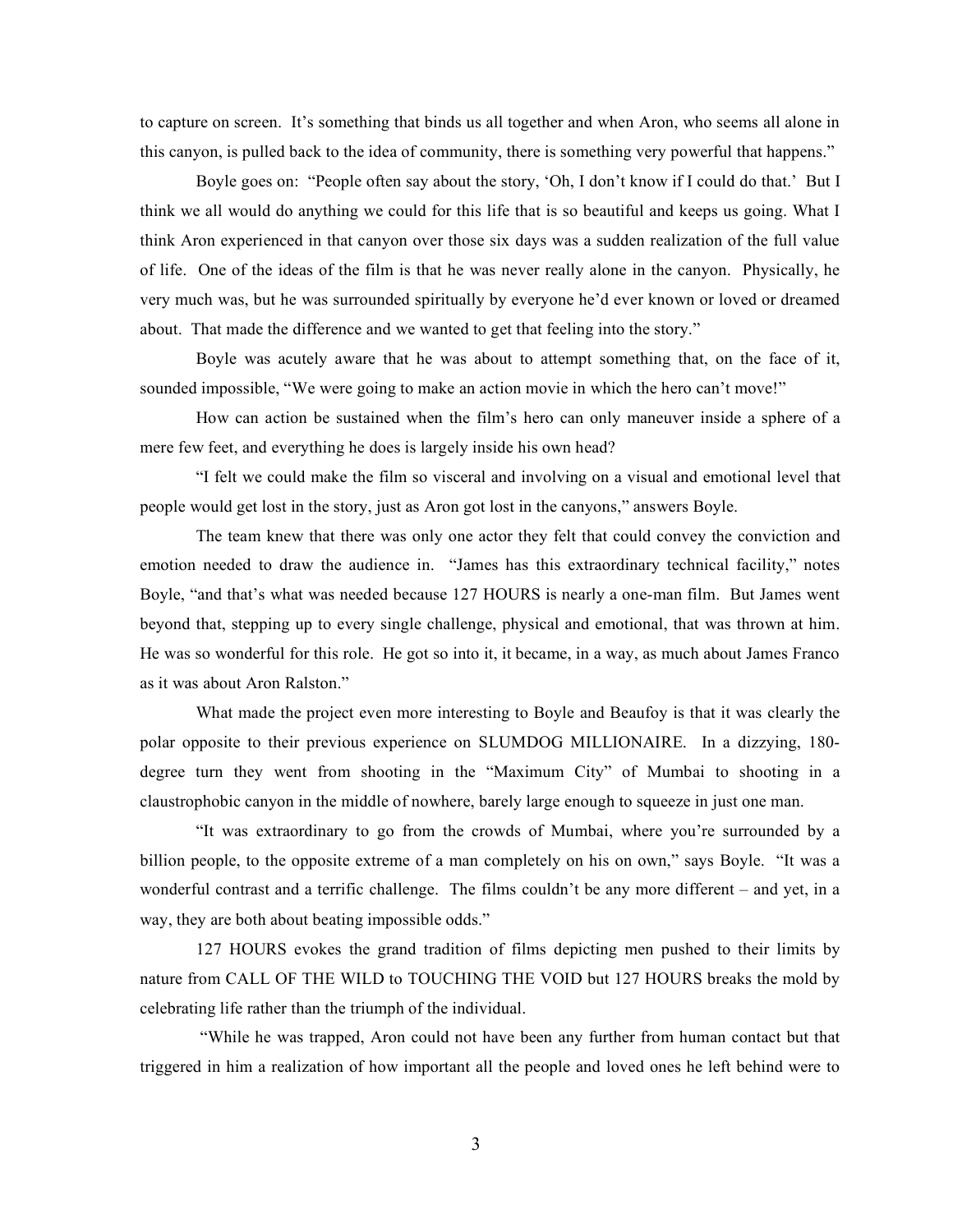to capture on screen. It's something that binds us all together and when Aron, who seems all alone in this canyon, is pulled back to the idea of community, there is something very powerful that happens."

Boyle goes on: "People often say about the story, 'Oh, I don't know if I could do that.' But I think we all would do anything we could for this life that is so beautiful and keeps us going. What I think Aron experienced in that canyon over those six days was a sudden realization of the full value of life. One of the ideas of the film is that he was never really alone in the canyon. Physically, he very much was, but he was surrounded spiritually by everyone he'd ever known or loved or dreamed about. That made the difference and we wanted to get that feeling into the story."

Boyle was acutely aware that he was about to attempt something that, on the face of it, sounded impossible, "We were going to make an action movie in which the hero can't move!"

How can action be sustained when the film's hero can only maneuver inside a sphere of a mere few feet, and everything he does is largely inside his own head?

"I felt we could make the film so visceral and involving on a visual and emotional level that people would get lost in the story, just as Aron got lost in the canyons," answers Boyle.

The team knew that there was only one actor they felt that could convey the conviction and emotion needed to draw the audience in. "James has this extraordinary technical facility," notes Boyle, "and that's what was needed because 127 HOURS is nearly a one-man film. But James went beyond that, stepping up to every single challenge, physical and emotional, that was thrown at him. He was so wonderful for this role. He got so into it, it became, in a way, as much about James Franco as it was about Aron Ralston."

What made the project even more interesting to Boyle and Beaufoy is that it was clearly the polar opposite to their previous experience on SLUMDOG MILLIONAIRE. In a dizzying, 180-degree turn they went from shooting in the "Maximum City" of Mumbai to shooting in a claustrophobic canyon in the middle of nowhere, barely large enough to squeeze in just one man.

"It was extraordinary to go from the crowds of Mumbai, where you're surrounded by a billion people, to the opposite extreme of a man completely on his on own," says Boyle. "It was a wonderful contrast and a terrific challenge. The films couldn't be any more different – and yet, in a way, they are both about beating impossible odds."

127 HOURS evokes the grand tradition of films depicting men pushed to their limits by nature from CALL OF THE WILD to TOUCHING THE VOID but 127 HOURS breaks the mold by celebrating life rather than the triumph of the individual.

"While he was trapped, Aron could not have been any further from human contact but that triggered in him a realization of how important all the people and loved ones he left behind were to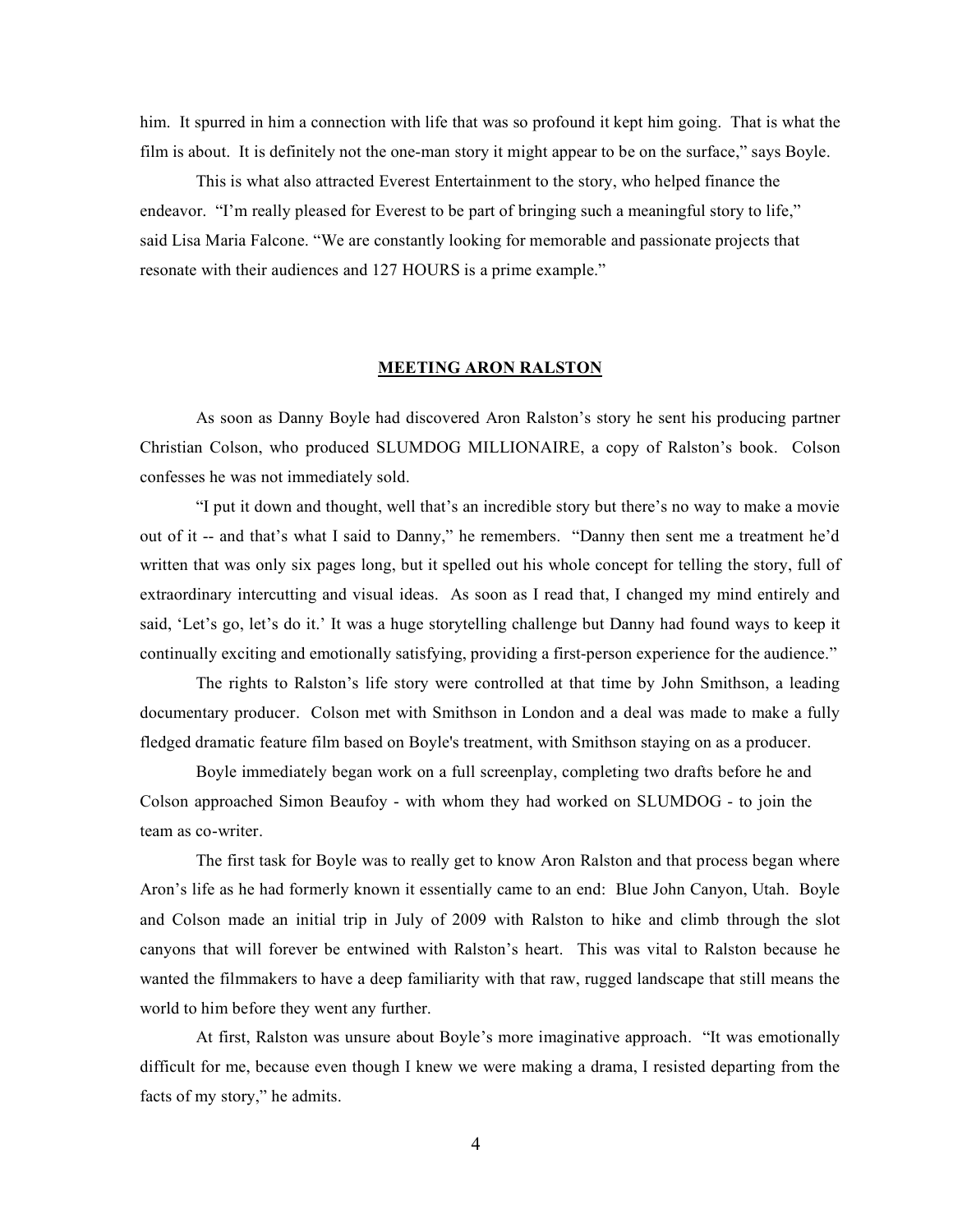him. It spurred in him a connection with life that was so profound it kept him going. That is what the film is about. It is definitely not the one-man story it might appear to be on the surface," says Boyle.

This is what also attracted Everest Entertainment to the story, who helped finance the endeavor. "I'm really pleased for Everest to be part of bringing such a meaningful story to life," said Lisa Maria Falcone. "We are constantly looking for memorable and passionate projects that resonate with their audiences and 127 HOURS is a prime example."

## MEETING ARON RALSTON

As soon as Danny Boyle had discovered Aron Ralston's story he sent his producing partner Christian Colson, who produced SLUMDOG MILLIONAIRE, a copy of Ralston's book. Colson confesses he was not immediately sold.

"I put it down and thought, well that's an incredible story but there's no way to make a movie out of it -- and that's what I said to Danny," he remembers. "Danny then sent me a treatment he'd written that was only six pages long, but it spelled out his whole concept for telling the story, full of extraordinary intercutting and visual ideas. As soon as I read that, I changed my mind entirely and said, 'Let's go, let's do it.' It was a huge storytelling challenge but Danny had found ways to keep it continually exciting and emotionally satisfying, providing a first-person experience for the audience."

The rights to Ralston's life story were controlled at that time by John Smithson, a leading documentary producer. Colson met with Smithson in London and a deal was made to make a fully fledged dramatic feature film based on Boyle's treatment, with Smithson staying on as a producer.

Boyle immediately began work on a full screenplay, completing two drafts before he and Colson approached Simon Beaufoy - with whom they had worked on SLUMDOG - to join the team as co-writer.

The first task for Boyle was to really get to know Aron Ralston and that process began where Aron's life as he had formerly known it essentially came to an end: Blue John Canyon, Utah. Boyle and Colson made an initial trip in July of 2009 with Ralston to hike and climb through the slot canyons that will forever be entwined with Ralston's heart. This was vital to Ralston because he wanted the filmmakers to have a deep familiarity with that raw, rugged landscape that still means the world to him before they went any further.

At first, Ralston was unsure about Boyle's more imaginative approach. "It was emotionally difficult for me, because even though I knew we were making a drama, I resisted departing from the facts of my story," he admits.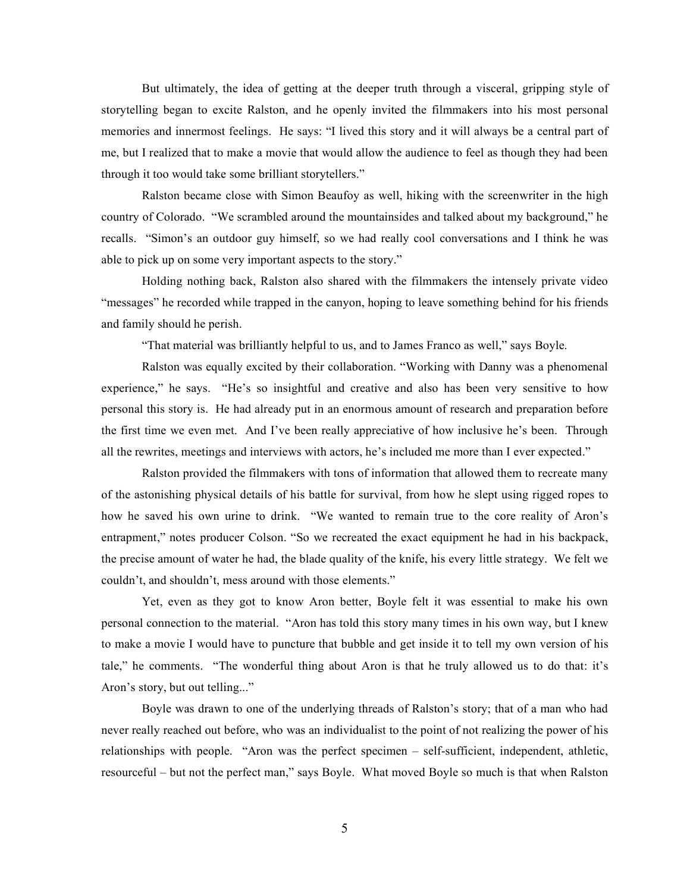But ultimately, the idea of getting at the deeper truth through a visceral, gripping style of storytelling began to excite Ralston, and he openly invited the filmmakers into his most personal memories and innermost feelings. He says: "I lived this story and it will always be a central part of me, but I realized that to make a movie that would allow the audience to feel as though they had been through it too would take some brilliant storytellers."

Ralston became close with Simon Beaufoy as well, hiking with the screenwriter in the high country of Colorado. "We scrambled around the mountainsides and talked about my background," he recalls. "Simon's an outdoor guy himself, so we had really cool conversations and I think he was able to pick up on some very important aspects to the story."

Holding nothing back, Ralston also shared with the filmmakers the intensely private video "messages" he recorded while trapped in the canyon, hoping to leave something behind for his friends and family should he perish.

"That material was brilliantly helpful to us, and to James Franco as well," says Boyle.

Ralston was equally excited by their collaboration. "Working with Danny was a phenomenal experience," he says. "He's so insightful and creative and also has been very sensitive to how personal this story is. He had already put in an enormous amount of research and preparation before the first time we even met. And I've been really appreciative of how inclusive he's been. Through all the rewrites, meetings and interviews with actors, he's included me more than I ever expected."

Ralston provided the filmmakers with tons of information that allowed them to recreate many of the astonishing physical details of his battle for survival, from how he slept using rigged ropes to how he saved his own urine to drink. "We wanted to remain true to the core reality of Aron's entrapment," notes producer Colson. "So we recreated the exact equipment he had in his backpack, the precise amount of water he had, the blade quality of the knife, his every little strategy. We felt we couldn't, and shouldn't, mess around with those elements."

Yet, even as they got to know Aron better, Boyle felt it was essential to make his own personal connection to the material. "Aron has told this story many times in his own way, but I knew to make a movie I would have to puncture that bubble and get inside it to tell my own version of his tale," he comments. "The wonderful thing about Aron is that he truly allowed us to do that: it's Aron's story, but out telling..."

Boyle was drawn to one of the underlying threads of Ralston's story; that of a man who had never really reached out before, who was an individualist to the point of not realizing the power of his relationships with people. "Aron was the perfect specimen – self-sufficient, independent, athletic, resourceful – but not the perfect man," says Boyle. What moved Boyle so much is that when Ralston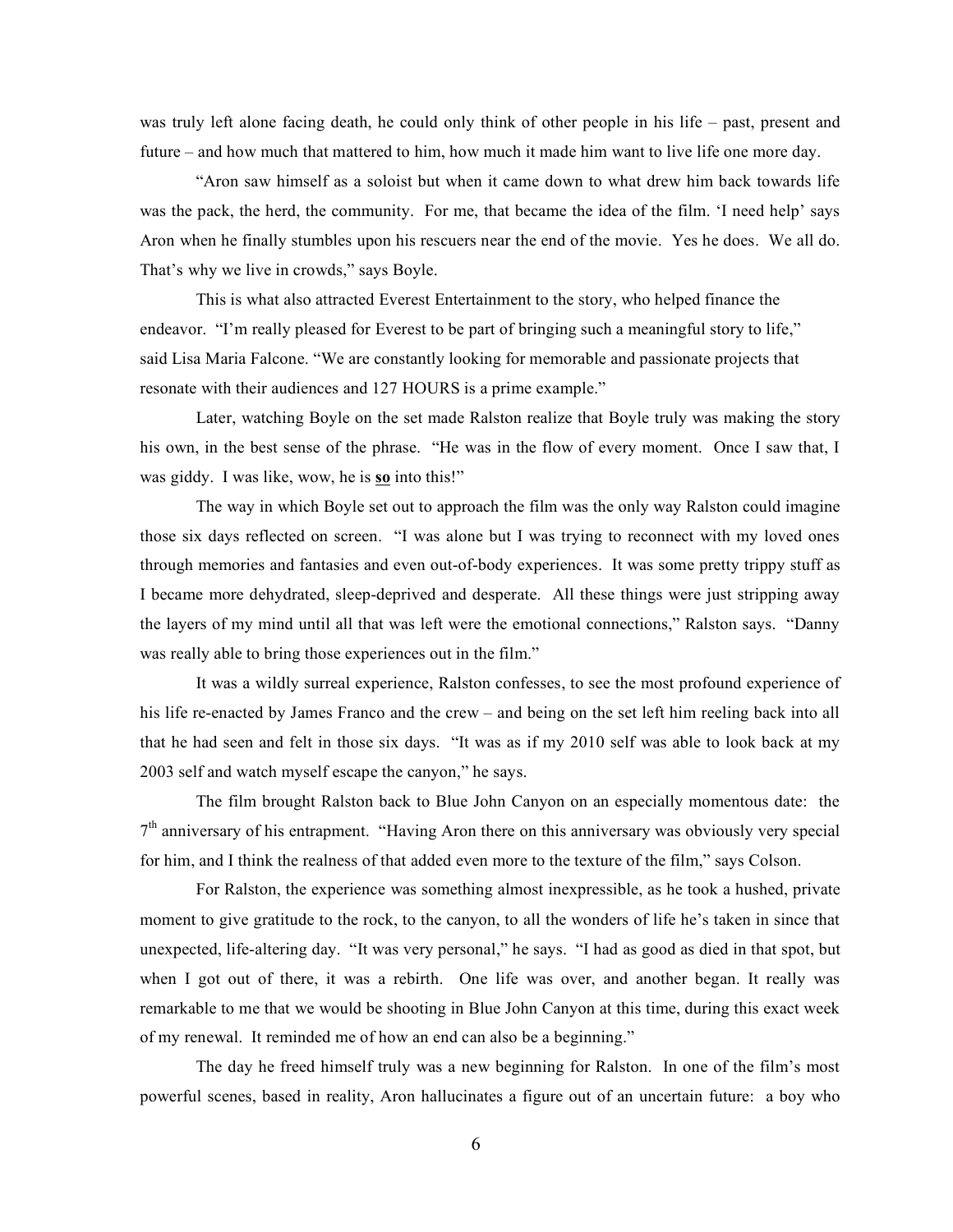was truly left alone facing death, he could only think of other people in his life – past, present and future – and how much that mattered to him, how much it made him want to live life one more day.

"Aron saw himself as a soloist but when it came down to what drew him back towards life was the pack, the herd, the community. For me, that became the idea of the film. 'I need help' says Aron when he finally stumbles upon his rescuers near the end of the movie. Yes he does. We all do. That's why we live in crowds," says Boyle.

This is what also attracted Everest Entertainment to the story, who helped finance the endeavor. "I'm really pleased for Everest to be part of bringing such a meaningful story to life," said Lisa Maria Falcone. "We are constantly looking for memorable and passionate projects that resonate with their audiences and 127 HOURS is a prime example."

Later, watching Boyle on the set made Ralston realize that Boyle truly was making the story his own, in the best sense of the phrase. "He was in the flow of every moment. Once I saw that, I was giddy. I was like, wow, he is **so** into this!"

The way in which Boyle set out to approach the film was the only way Ralston could imagine those six days reflected on screen. "I was alone but I was trying to reconnect with my loved ones through memories and fantasies and even out-of-body experiences. It was some pretty trippy stuff as I became more dehydrated, sleep-deprived and desperate. All these things were just stripping away the layers of my mind until all that was left were the emotional connections," Ralston says. "Danny was really able to bring those experiences out in the film."

It was a wildly surreal experience, Ralston confesses, to see the most profound experience of his life re-enacted by James Franco and the crew – and being on the set left him reeling back into all that he had seen and felt in those six days. "It was as if my 2010 self was able to look back at my 2003 self and watch myself escape the canyon," he says.

The film brought Ralston back to Blue John Canyon on an especially momentous date: the 7th anniversary of his entrapment. "Having Aron there on this anniversary was obviously very special for him, and I think the realness of that added even more to the texture of the film," says Colson.

For Ralston, the experience was something almost inexpressible, as he took a hushed, private moment to give gratitude to the rock, to the canyon, to all the wonders of life he's taken in since that unexpected, life-altering day. "It was very personal," he says. "I had as good as died in that spot, but when I got out of there, it was a rebirth. One life was over, and another began. It really was remarkable to me that we would be shooting in Blue John Canyon at this time, during this exact week of my renewal. It reminded me of how an end can also be a beginning."

The day he freed himself truly was a new beginning for Ralston. In one of the film's most powerful scenes, based in reality, Aron hallucinates a figure out of an uncertain future: a boy who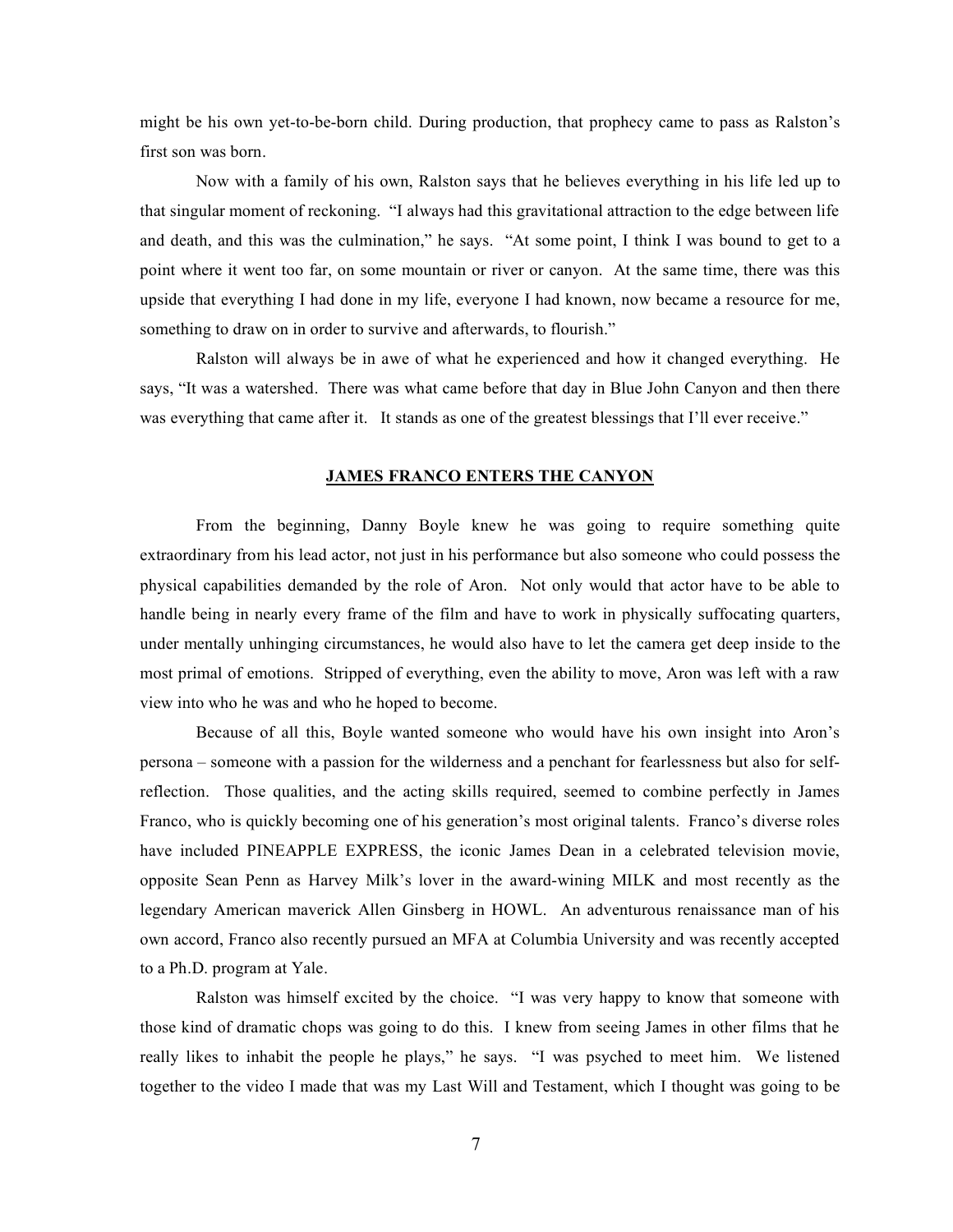might be his own yet-to-be-born child. During production, that prophecy came to pass as Ralston's first son was born.

Now with a family of his own, Ralston says that he believes everything in his life led up to that singular moment of reckoning. "I always had this gravitational attraction to the edge between life and death, and this was the culmination," he says. "At some point, I think I was bound to get to a point where it went too far, on some mountain or river or canyon. At the same time, there was this upside that everything I had done in my life, everyone I had known, now became a resource for me, something to draw on in order to survive and afterwards, to flourish."

Ralston will always be in awe of what he experienced and how it changed everything. He says, "It was a watershed. There was what came before that day in Blue John Canyon and then there was everything that came after it. It stands as one of the greatest blessings that I'll ever receive."

## JAMES FRANCO ENTERS THE CANYON

From the beginning, Danny Boyle knew he was going to require something quite extraordinary from his lead actor, not just in his performance but also someone who could possess the physical capabilities demanded by the role of Aron. Not only would that actor have to be able to handle being in nearly every frame of the film and have to work in physically suffocating quarters, under mentally unhinging circumstances, he would also have to let the camera get deep inside to the most primal of emotions. Stripped of everything, even the ability to move, Aron was left with a raw view into who he was and who he hoped to become.

Because of all this, Boyle wanted someone who would have his own insight into Aron's persona – someone with a passion for the wilderness and a penchant for fearlessness but also for self-reflection. Those qualities, and the acting skills required, seemed to combine perfectly in James Franco, who is quickly becoming one of his generation's most original talents. Franco's diverse roles have included PINEAPPLE EXPRESS, the iconic James Dean in a celebrated television movie, opposite Sean Penn as Harvey Milk's lover in the award-wining MILK and most recently as the legendary American maverick Allen Ginsberg in HOWL. An adventurous renaissance man of his own accord, Franco also recently pursued an MFA at Columbia University and was recently accepted to a Ph.D. program at Yale.

Ralston was himself excited by the choice. "I was very happy to know that someone with those kind of dramatic chops was going to do this. I knew from seeing James in other films that he really likes to inhabit the people he plays," he says. "I was psyched to meet him. We listened together to the video I made that was my Last Will and Testament, which I thought was going to be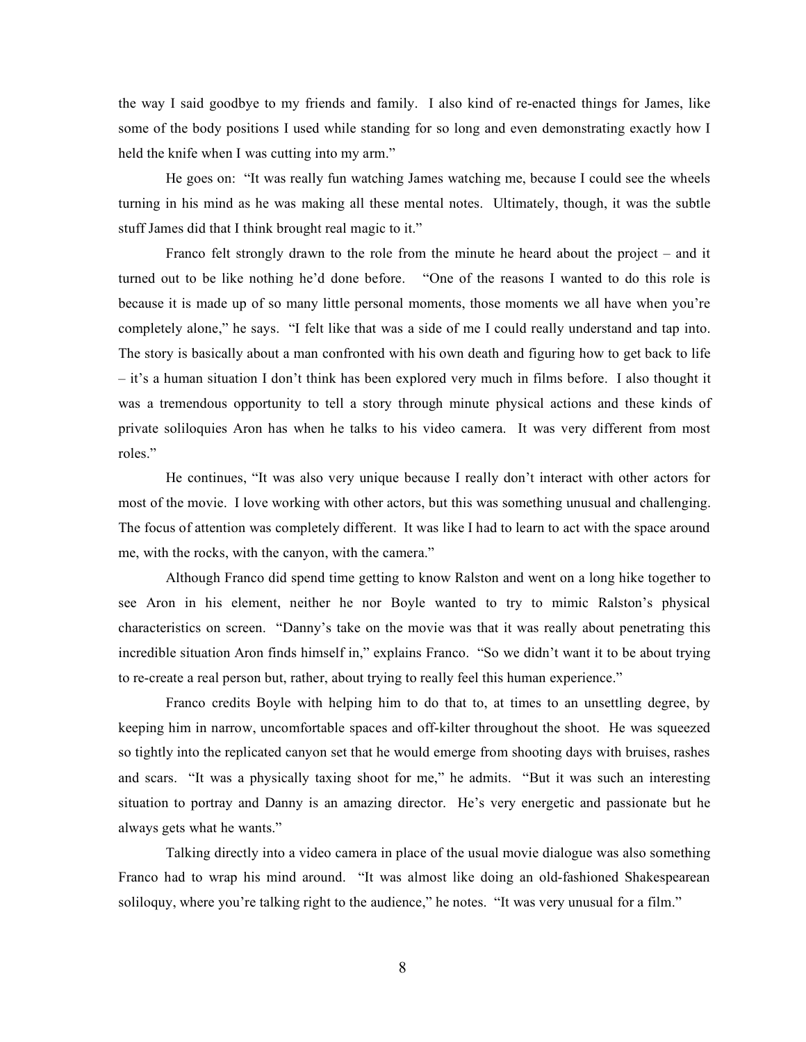the way I said goodbye to my friends and family. I also kind of re-enacted things for James, like some of the body positions I used while standing for so long and even demonstrating exactly how I held the knife when I was cutting into my arm."

He goes on: "It was really fun watching James watching me, because I could see the wheels turning in his mind as he was making all these mental notes. Ultimately, though, it was the subtle stuff James did that I think brought real magic to it."

Franco felt strongly drawn to the role from the minute he heard about the project – and it turned out to be like nothing he'd done before. "One of the reasons I wanted to do this role is because it is made up of so many little personal moments, those moments we all have when you're completely alone," he says. "I felt like that was a side of me I could really understand and tap into. The story is basically about a man confronted with his own death and figuring how to get back to life – it's a human situation I don't think has been explored very much in films before. I also thought it was a tremendous opportunity to tell a story through minute physical actions and these kinds of private soliloquies Aron has when he talks to his video camera. It was very different from most roles."

He continues, "It was also very unique because I really don't interact with other actors for most of the movie. I love working with other actors, but this was something unusual and challenging. The focus of attention was completely different. It was like I had to learn to act with the space around me, with the rocks, with the canyon, with the camera."

Although Franco did spend time getting to know Ralston and went on a long hike together to see Aron in his element, neither he nor Boyle wanted to try to mimic Ralston's physical characteristics on screen. "Danny's take on the movie was that it was really about penetrating this incredible situation Aron finds himself in," explains Franco. "So we didn't want it to be about trying to re-create a real person but, rather, about trying to really feel this human experience."

Franco credits Boyle with helping him to do that to, at times to an unsettling degree, by keeping him in narrow, uncomfortable spaces and off-kilter throughout the shoot. He was squeezed so tightly into the replicated canyon set that he would emerge from shooting days with bruises, rashes and scars. "It was a physically taxing shoot for me," he admits. "But it was such an interesting situation to portray and Danny is an amazing director. He's very energetic and passionate but he always gets what he wants."

Talking directly into a video camera in place of the usual movie dialogue was also something Franco had to wrap his mind around. "It was almost like doing an old-fashioned Shakespearean soliloquy, where you're talking right to the audience," he notes. "It was very unusual for a film."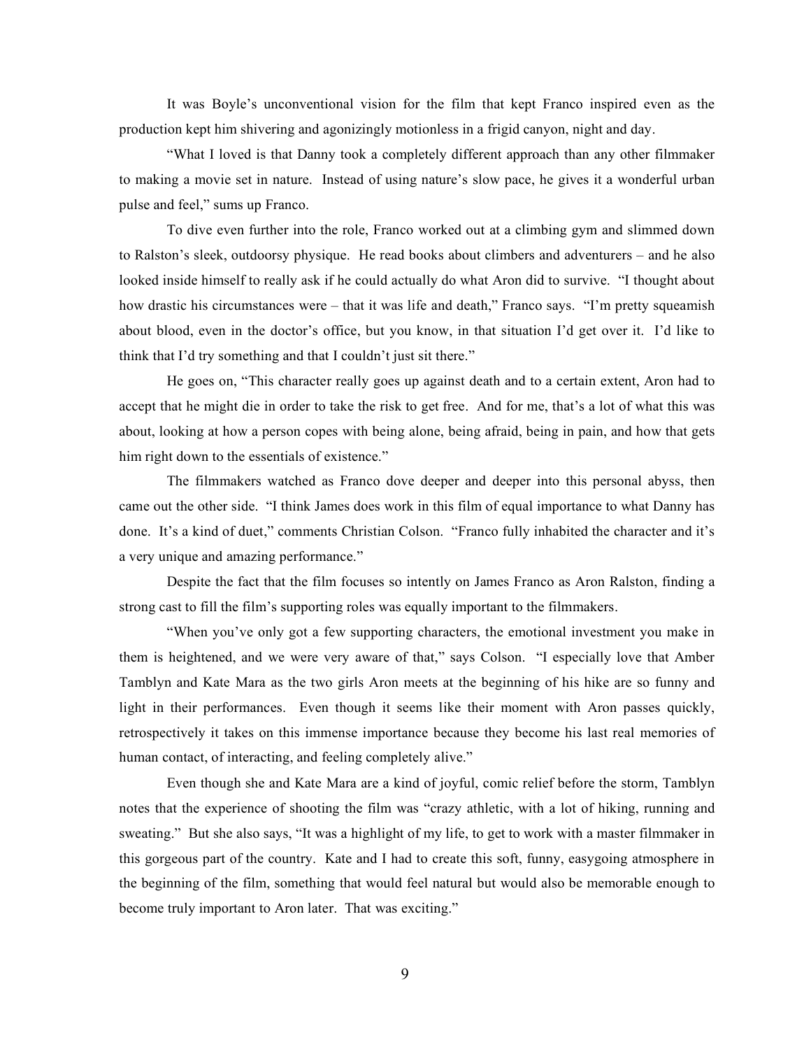It was Boyle's unconventional vision for the film that kept Franco inspired even as the production kept him shivering and agonizingly motionless in a frigid canyon, night and day.

"What I loved is that Danny took a completely different approach than any other filmmaker to making a movie set in nature. Instead of using nature's slow pace, he gives it a wonderful urban pulse and feel," sums up Franco.

To dive even further into the role, Franco worked out at a climbing gym and slimmed down to Ralston's sleek, outdoorsy physique. He read books about climbers and adventurers – and he also looked inside himself to really ask if he could actually do what Aron did to survive. "I thought about how drastic his circumstances were – that it was life and death," Franco says. "I'm pretty squeamish about blood, even in the doctor's office, but you know, in that situation I'd get over it. I'd like to think that I'd try something and that I couldn't just sit there."

He goes on, "This character really goes up against death and to a certain extent, Aron had to accept that he might die in order to take the risk to get free. And for me, that's a lot of what this was about, looking at how a person copes with being alone, being afraid, being in pain, and how that gets him right down to the essentials of existence."

The filmmakers watched as Franco dove deeper and deeper into this personal abyss, then came out the other side. "I think James does work in this film of equal importance to what Danny has done. It's a kind of duet," comments Christian Colson. "Franco fully inhabited the character and it's a very unique and amazing performance."

Despite the fact that the film focuses so intently on James Franco as Aron Ralston, finding a strong cast to fill the film's supporting roles was equally important to the filmmakers.

"When you've only got a few supporting characters, the emotional investment you make in them is heightened, and we were very aware of that," says Colson. "I especially love that Amber Tamblyn and Kate Mara as the two girls Aron meets at the beginning of his hike are so funny and light in their performances. Even though it seems like their moment with Aron passes quickly, retrospectively it takes on this immense importance because they become his last real memories of human contact, of interacting, and feeling completely alive."

Even though she and Kate Mara are a kind of joyful, comic relief before the storm, Tamblyn notes that the experience of shooting the film was "crazy athletic, with a lot of hiking, running and sweating." But she also says, "It was a highlight of my life, to get to work with a master filmmaker in this gorgeous part of the country. Kate and I had to create this soft, funny, easygoing atmosphere in the beginning of the film, something that would feel natural but would also be memorable enough to become truly important to Aron later. That was exciting."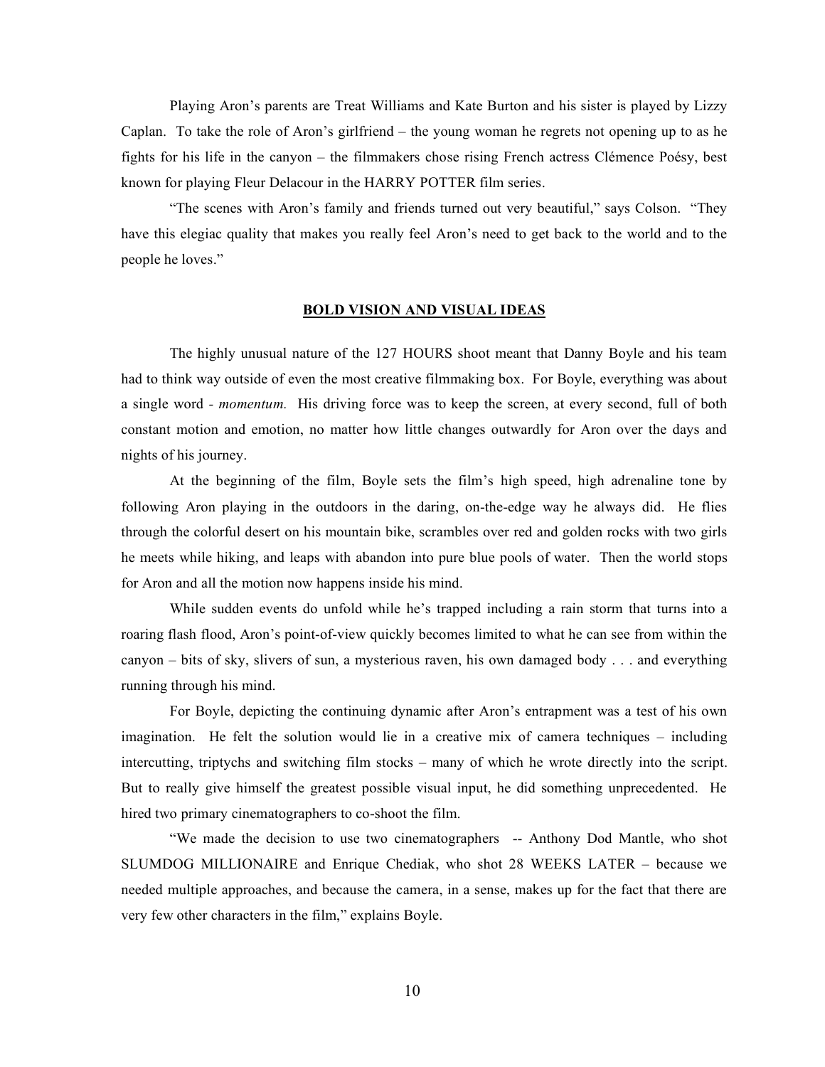Playing Aron's parents are Treat Williams and Kate Burton and his sister is played by Lizzy Caplan. To take the role of Aron's girlfriend – the young woman he regrets not opening up to as he fights for his life in the canyon – the filmmakers chose rising French actress Clémence Poésy, best known for playing Fleur Delacour in the HARRY POTTER film series.

"The scenes with Aron's family and friends turned out very beautiful," says Colson. "They have this elegiac quality that makes you really feel Aron's need to get back to the world and to the people he loves."

## BOLD VISION AND VISUAL IDEAS

The highly unusual nature of the 127 HOURS shoot meant that Danny Boyle and his team had to think way outside of even the most creative filmmaking box. For Boyle, everything was about a single word - *momentum.* His driving force was to keep the screen, at every second, full of both constant motion and emotion, no matter how little changes outwardly for Aron over the days and nights of his journey.

At the beginning of the film, Boyle sets the film's high speed, high adrenaline tone by following Aron playing in the outdoors in the daring, on-the-edge way he always did. He flies through the colorful desert on his mountain bike, scrambles over red and golden rocks with two girls he meets while hiking, and leaps with abandon into pure blue pools of water. Then the world stops for Aron and all the motion now happens inside his mind.

While sudden events do unfold while he's trapped including a rain storm that turns into a roaring flash flood, Aron's point-of-view quickly becomes limited to what he can see from within the canyon – bits of sky, slivers of sun, a mysterious raven, his own damaged body . . . and everything running through his mind.

For Boyle, depicting the continuing dynamic after Aron's entrapment was a test of his own imagination. He felt the solution would lie in a creative mix of camera techniques – including intercutting, triptychs and switching film stocks – many of which he wrote directly into the script. But to really give himself the greatest possible visual input, he did something unprecedented. He hired two primary cinematographers to co-shoot the film.

"We made the decision to use two cinematographers -- Anthony Dod Mantle, who shot SLUMDOG MILLIONAIRE and Enrique Chediak, who shot 28 WEEKS LATER – because we needed multiple approaches, and because the camera, in a sense, makes up for the fact that there are very few other characters in the film," explains Boyle.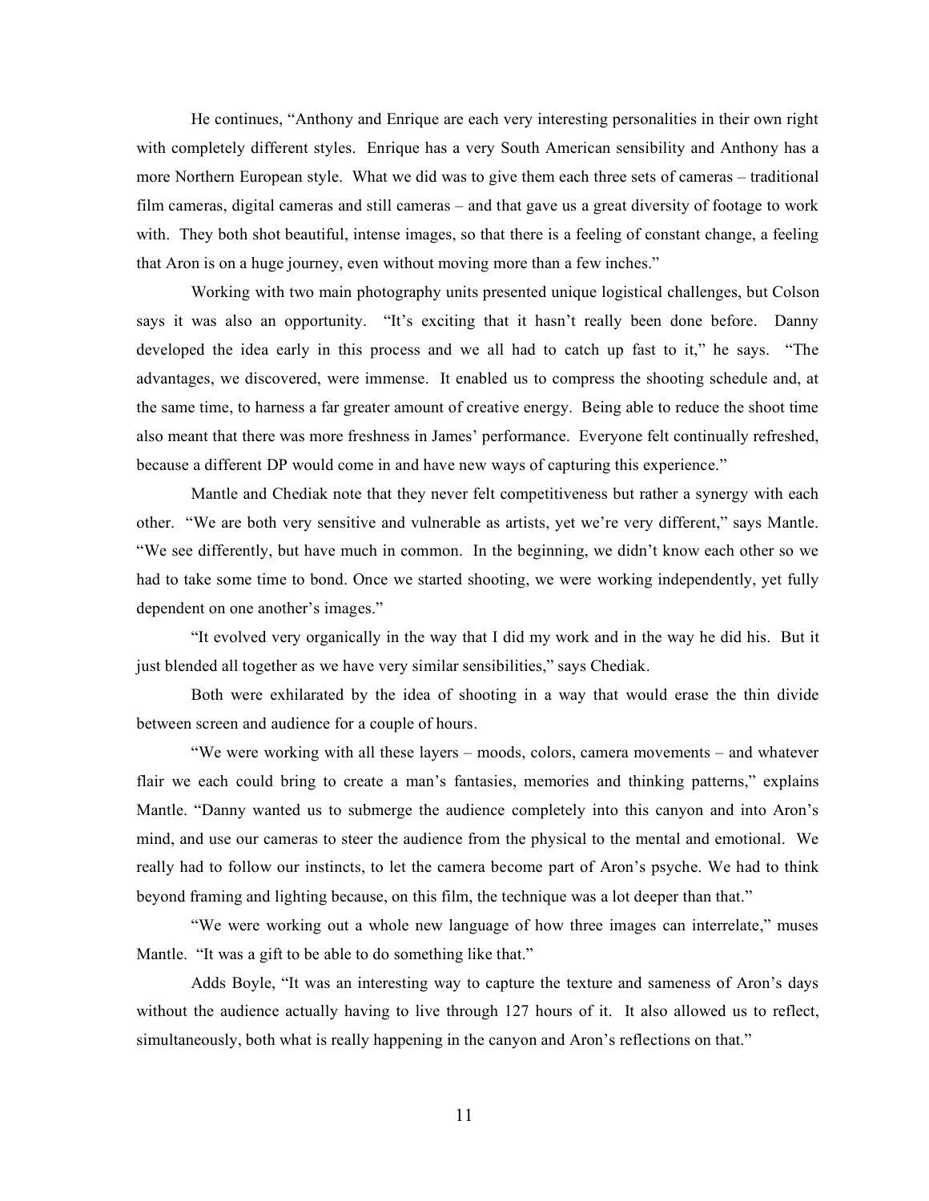He continues, "Anthony and Enrique are each very interesting personalities in their own right with completely different styles. Enrique has a very South American sensibility and Anthony has a more Northern European style. What we did was to give them each three sets of cameras – traditional film cameras, digital cameras and still cameras – and that gave us a great diversity of footage to work with. They both shot beautiful, intense images, so that there is a feeling of constant change, a feeling that Aron is on a huge journey, even without moving more than a few inches."

Working with two main photography units presented unique logistical challenges, but Colson says it was also an opportunity. "It's exciting that it hasn't really been done before. Danny developed the idea early in this process and we all had to catch up fast to it," he says. "The advantages, we discovered, were immense. It enabled us to compress the shooting schedule and, at the same time, to harness a far greater amount of creative energy. Being able to reduce the shoot time also meant that there was more freshness in James' performance. Everyone felt continually refreshed, because a different DP would come in and have new ways of capturing this experience."

Mantle and Chediak note that they never felt competitiveness but rather a synergy with each other. "We are both very sensitive and vulnerable as artists, yet we're very different," says Mantle. "We see differently, but have much in common. In the beginning, we didn't know each other so we had to take some time to bond. Once we started shooting, we were working independently, yet fully dependent on one another's images."

"It evolved very organically in the way that I did my work and in the way he did his. But it just blended all together as we have very similar sensibilities," says Chediak.

Both were exhilarated by the idea of shooting in a way that would erase the thin divide between screen and audience for a couple of hours.

"We were working with all these layers – moods, colors, camera movements – and whatever flair we each could bring to create a man's fantasies, memories and thinking patterns," explains Mantle. "Danny wanted us to submerge the audience completely into this canyon and into Aron's mind, and use our cameras to steer the audience from the physical to the mental and emotional. We really had to follow our instincts, to let the camera become part of Aron's psyche. We had to think beyond framing and lighting because, on this film, the technique was a lot deeper than that."

"We were working out a whole new language of how three images can interrelate," muses Mantle. "It was a gift to be able to do something like that."

Adds Boyle, "It was an interesting way to capture the texture and sameness of Aron's days without the audience actually having to live through 127 hours of it. It also allowed us to reflect, simultaneously, both what is really happening in the canyon and Aron's reflections on that."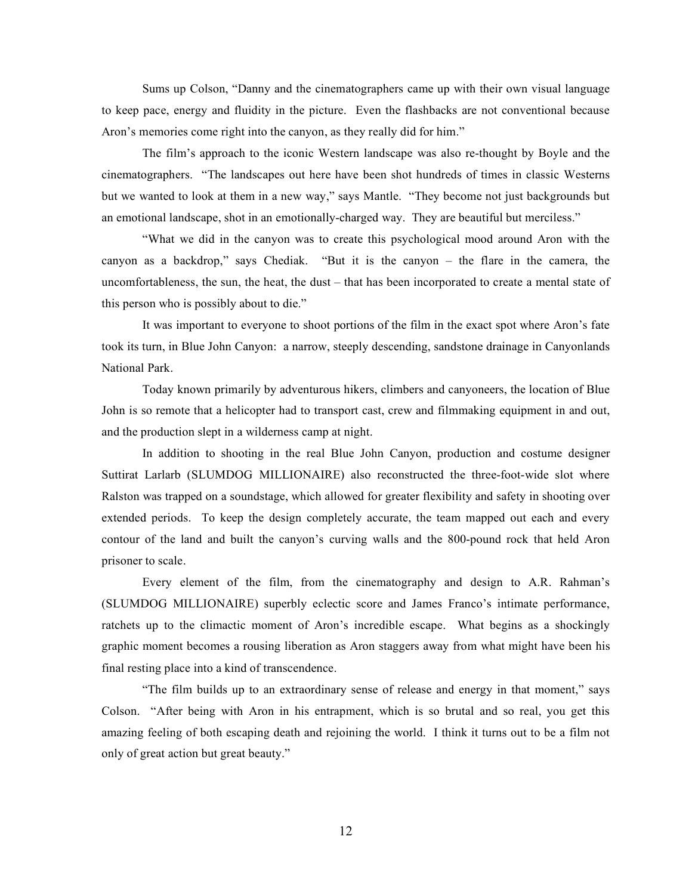Sums up Colson, "Danny and the cinematographers came up with their own visual language to keep pace, energy and fluidity in the picture. Even the flashbacks are not conventional because Aron's memories come right into the canyon, as they really did for him."

The film's approach to the iconic Western landscape was also re-thought by Boyle and the cinematographers. "The landscapes out here have been shot hundreds of times in classic Westerns but we wanted to look at them in a new way," says Mantle. "They become not just backgrounds but an emotional landscape, shot in an emotionally-charged way. They are beautiful but merciless."

"What we did in the canyon was to create this psychological mood around Aron with the canyon as a backdrop," says Chediak. "But it is the canyon – the flare in the camera, the uncomfortableness, the sun, the heat, the dust – that has been incorporated to create a mental state of this person who is possibly about to die."

It was important to everyone to shoot portions of the film in the exact spot where Aron's fate took its turn, in Blue John Canyon: a narrow, steeply descending, sandstone drainage in Canyonlands National Park.

Today known primarily by adventurous hikers, climbers and canyoneers, the location of Blue John is so remote that a helicopter had to transport cast, crew and filmmaking equipment in and out, and the production slept in a wilderness camp at night.

In addition to shooting in the real Blue John Canyon, production and costume designer Suttirat Larlarb (SLUMDOG MILLIONAIRE) also reconstructed the three-foot-wide slot where Ralston was trapped on a soundstage, which allowed for greater flexibility and safety in shooting over extended periods. To keep the design completely accurate, the team mapped out each and every contour of the land and built the canyon's curving walls and the 800-pound rock that held Aron prisoner to scale.

Every element of the film, from the cinematography and design to A.R. Rahman's (SLUMDOG MILLIONAIRE) superbly eclectic score and James Franco's intimate performance, ratchets up to the climactic moment of Aron's incredible escape. What begins as a shockingly graphic moment becomes a rousing liberation as Aron staggers away from what might have been his final resting place into a kind of transcendence.

"The film builds up to an extraordinary sense of release and energy in that moment," says Colson. "After being with Aron in his entrapment, which is so brutal and so real, you get this amazing feeling of both escaping death and rejoining the world. I think it turns out to be a film not only of great action but great beauty."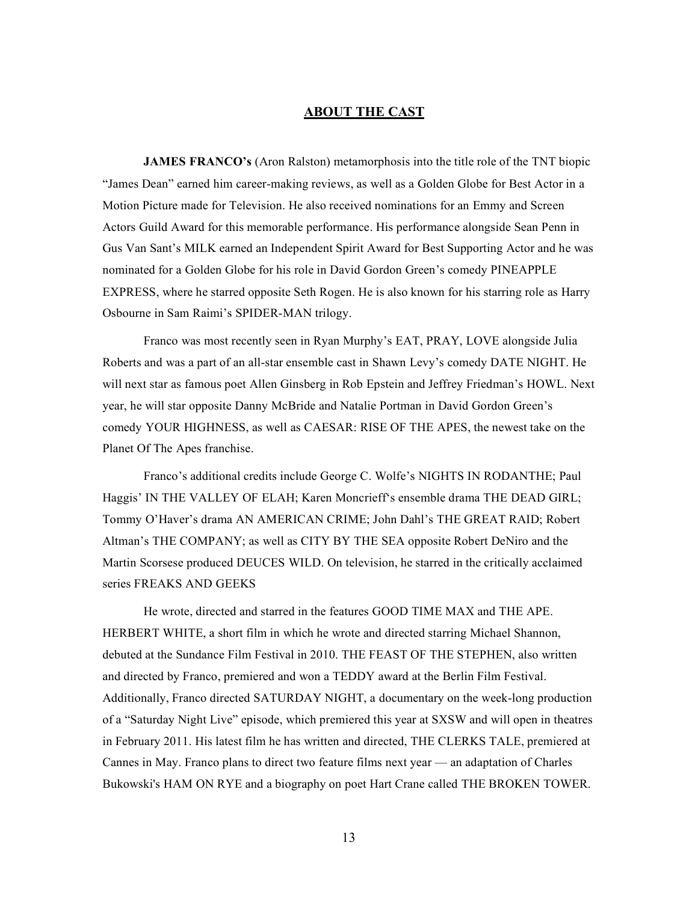## ABOUT THE CAST

**JAMES FRANCO's** (Aron Ralston) metamorphosis into the title role of the TNT biopic "James Dean" earned him career-making reviews, as well as a Golden Globe for Best Actor in a Motion Picture made for Television. He also received nominations for an Emmy and Screen Actors Guild Award for this memorable performance. His performance alongside Sean Penn in Gus Van Sant's MILK earned an Independent Spirit Award for Best Supporting Actor and he was nominated for a Golden Globe for his role in David Gordon Green's comedy PINEAPPLE EXPRESS, where he starred opposite Seth Rogen. He is also known for his starring role as Harry Osbourne in Sam Raimi's SPIDER-MAN trilogy.

Franco was most recently seen in Ryan Murphy's EAT, PRAY, LOVE alongside Julia Roberts and was a part of an all-star ensemble cast in Shawn Levy's comedy DATE NIGHT. He will next star as famous poet Allen Ginsberg in Rob Epstein and Jeffrey Friedman's HOWL. Next year, he will star opposite Danny McBride and Natalie Portman in David Gordon Green's comedy YOUR HIGHNESS, as well as CAESAR: RISE OF THE APES, the newest take on the Planet Of The Apes franchise.

Franco's additional credits include George C. Wolfe's NIGHTS IN RODANTHE; Paul Haggis' IN THE VALLEY OF ELAH; Karen Moncrieff's ensemble drama THE DEAD GIRL; Tommy O'Haver's drama AN AMERICAN CRIME; John Dahl's THE GREAT RAID; Robert Altman's THE COMPANY; as well as CITY BY THE SEA opposite Robert DeNiro and the Martin Scorsese produced DEUCES WILD. On television, he starred in the critically acclaimed series FREAKS AND GEEKS

He wrote, directed and starred in the features GOOD TIME MAX and THE APE. HERBERT WHITE, a short film in which he wrote and directed starring Michael Shannon, debuted at the Sundance Film Festival in 2010. THE FEAST OF THE STEPHEN, also written and directed by Franco, premiered and won a TEDDY award at the Berlin Film Festival. Additionally, Franco directed SATURDAY NIGHT, a documentary on the week-long production of a "Saturday Night Live" episode, which premiered this year at SXSW and will open in theatres in February 2011. His latest film he has written and directed, THE CLERKS TALE, premiered at Cannes in May. Franco plans to direct two feature films next year — an adaptation of Charles Bukowski's HAM ON RYE and a biography on poet Hart Crane called THE BROKEN TOWER.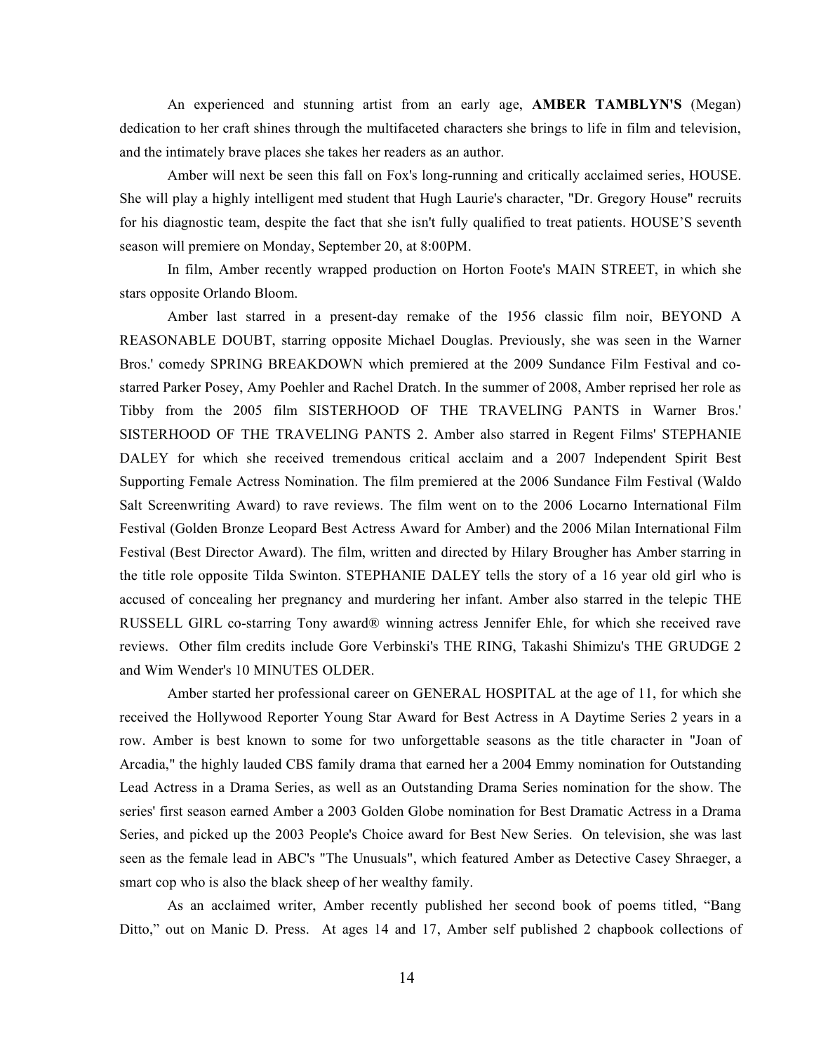An experienced and stunning artist from an early age, **AMBER TAMBLYN'S** (Megan) dedication to her craft shines through the multifaceted characters she brings to life in film and television, and the intimately brave places she takes her readers as an author.

Amber will next be seen this fall on Fox's long-running and critically acclaimed series, HOUSE. She will play a highly intelligent med student that Hugh Laurie's character, "Dr. Gregory House" recruits for his diagnostic team, despite the fact that she isn't fully qualified to treat patients. HOUSE'S seventh season will premiere on Monday, September 20, at 8:00PM.

In film, Amber recently wrapped production on Horton Foote's MAIN STREET, in which she stars opposite Orlando Bloom.

Amber last starred in a present-day remake of the 1956 classic film noir, BEYOND A REASONABLE DOUBT, starring opposite Michael Douglas. Previously, she was seen in the Warner Bros.' comedy SPRING BREAKDOWN which premiered at the 2009 Sundance Film Festival and co-starred Parker Posey, Amy Poehler and Rachel Dratch. In the summer of 2008, Amber reprised her role as Tibby from the 2005 film SISTERHOOD OF THE TRAVELING PANTS in Warner Bros.' SISTERHOOD OF THE TRAVELING PANTS 2. Amber also starred in Regent Films' STEPHANIE DALEY for which she received tremendous critical acclaim and a 2007 Independent Spirit Best Supporting Female Actress Nomination. The film premiered at the 2006 Sundance Film Festival (Waldo Salt Screenwriting Award) to rave reviews. The film went on to the 2006 Locarno International Film Festival (Golden Bronze Leopard Best Actress Award for Amber) and the 2006 Milan International Film Festival (Best Director Award). The film, written and directed by Hilary Brougher has Amber starring in the title role opposite Tilda Swinton. STEPHANIE DALEY tells the story of a 16 year old girl who is accused of concealing her pregnancy and murdering her infant. Amber also starred in the telepic THE RUSSELL GIRL co-starring Tony award® winning actress Jennifer Ehle, for which she received rave reviews. Other film credits include Gore Verbinski's THE RING, Takashi Shimizu's THE GRUDGE 2 and Wim Wender's 10 MINUTES OLDER.

Amber started her professional career on GENERAL HOSPITAL at the age of 11, for which she received the Hollywood Reporter Young Star Award for Best Actress in A Daytime Series 2 years in a row. Amber is best known to some for two unforgettable seasons as the title character in "Joan of Arcadia," the highly lauded CBS family drama that earned her a 2004 Emmy nomination for Outstanding Lead Actress in a Drama Series, as well as an Outstanding Drama Series nomination for the show. The series' first season earned Amber a 2003 Golden Globe nomination for Best Dramatic Actress in a Drama Series, and picked up the 2003 People's Choice award for Best New Series. On television, she was last seen as the female lead in ABC's "The Unusuals", which featured Amber as Detective Casey Shraeger, a smart cop who is also the black sheep of her wealthy family.

As an acclaimed writer, Amber recently published her second book of poems titled, "Bang Ditto," out on Manic D. Press. At ages 14 and 17, Amber self published 2 chapbook collections of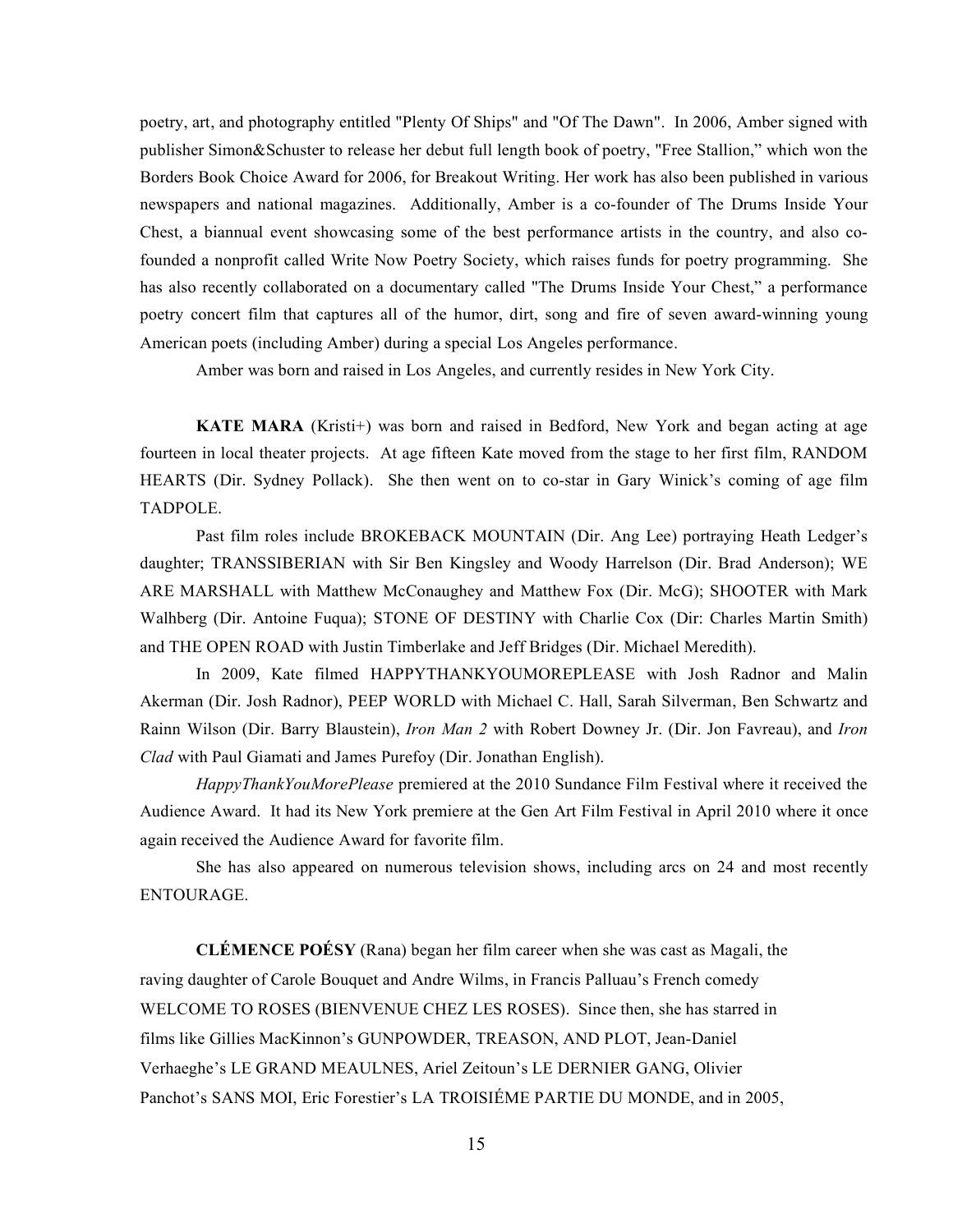poetry, art, and photography entitled "Plenty Of Ships" and "Of The Dawn". In 2006, Amber signed with publisher Simon&Schuster to release her debut full length book of poetry, "Free Stallion," which won the Borders Book Choice Award for 2006, for Breakout Writing. Her work has also been published in various newspapers and national magazines. Additionally, Amber is a co-founder of The Drums Inside Your Chest, a biannual event showcasing some of the best performance artists in the country, and also co-founded a nonprofit called Write Now Poetry Society, which raises funds for poetry programming. She has also recently collaborated on a documentary called "The Drums Inside Your Chest," a performance poetry concert film that captures all of the humor, dirt, song and fire of seven award-winning young American poets (including Amber) during a special Los Angeles performance.

Amber was born and raised in Los Angeles, and currently resides in New York City.

**KATE MARA** (Kristi+) was born and raised in Bedford, New York and began acting at age fourteen in local theater projects. At age fifteen Kate moved from the stage to her first film, RANDOM HEARTS (Dir. Sydney Pollack). She then went on to co-star in Gary Winick's coming of age film TADPOLE.

Past film roles include BROKEBACK MOUNTAIN (Dir. Ang Lee) portraying Heath Ledger's daughter; TRANSSIBERIAN with Sir Ben Kingsley and Woody Harrelson (Dir. Brad Anderson); WE ARE MARSHALL with Matthew McConaughey and Matthew Fox (Dir. McG); SHOOTER with Mark Walhberg (Dir. Antoine Fuqua); STONE OF DESTINY with Charlie Cox (Dir: Charles Martin Smith) and THE OPEN ROAD with Justin Timberlake and Jeff Bridges (Dir. Michael Meredith).

In 2009, Kate filmed HAPPYTHANKYOUMOREPLEASE with Josh Radnor and Malin Akerman (Dir. Josh Radnor), PEEP WORLD with Michael C. Hall, Sarah Silverman, Ben Schwartz and Rainn Wilson (Dir. Barry Blaustein), *Iron Man 2* with Robert Downey Jr. (Dir. Jon Favreau), and *Iron Clad* with Paul Giamati and James Purefoy (Dir. Jonathan English).

*HappyThankYouMorePlease* premiered at the 2010 Sundance Film Festival where it received the Audience Award. It had its New York premiere at the Gen Art Film Festival in April 2010 where it once again received the Audience Award for favorite film.

She has also appeared on numerous television shows, including arcs on 24 and most recently ENTOURAGE.

**CLÉMENCE POÉSY** (Rana) began her film career when she was cast as Magali, the raving daughter of Carole Bouquet and Andre Wilms, in Francis Palluau's French comedy WELCOME TO ROSES (BIENVENUE CHEZ LES ROSES). Since then, she has starred in films like Gillies MacKinnon's GUNPOWDER, TREASON, AND PLOT, Jean-Daniel Verhaeghe's LE GRAND MEAULNES, Ariel Zeitoun's LE DERNIER GANG, Olivier Panchot's SANS MOI, Eric Forestier's LA TROISIÉME PARTIE DU MONDE, and in 2005,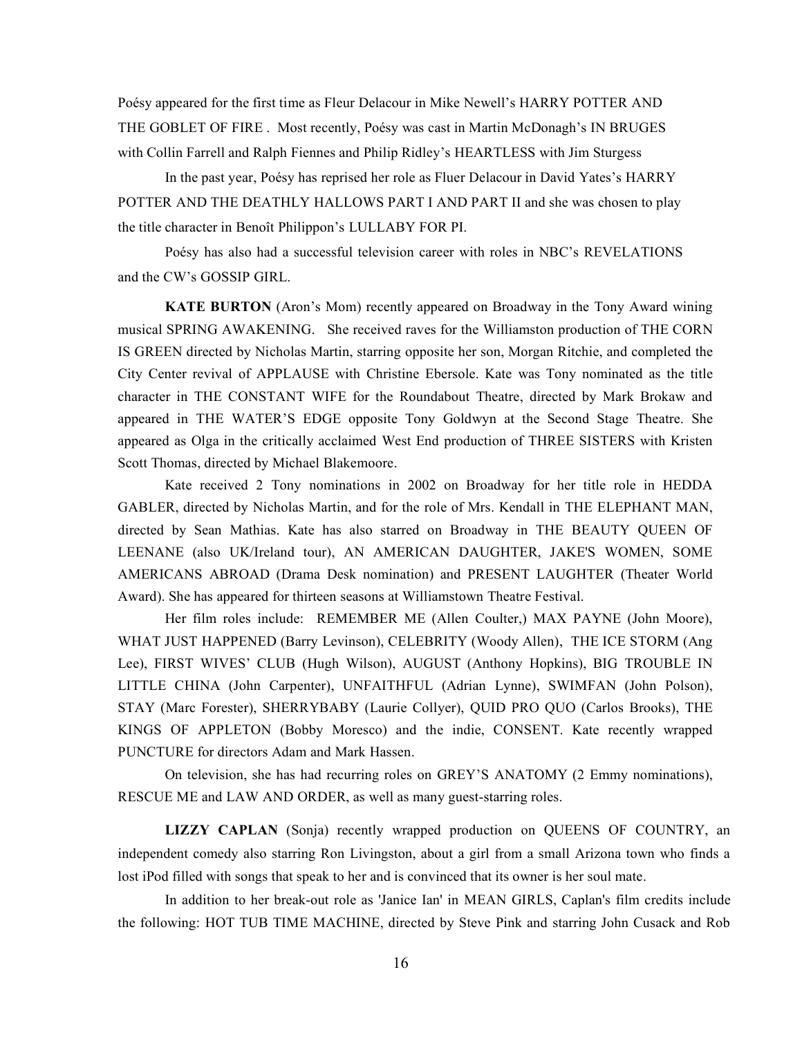Poésy appeared for the first time as Fleur Delacour in Mike Newell's HARRY POTTER AND THE GOBLET OF FIRE . Most recently, Poésy was cast in Martin McDonagh's IN BRUGES with Collin Farrell and Ralph Fiennes and Philip Ridley's HEARTLESS with Jim Sturgess

In the past year, Poésy has reprised her role as Fluer Delacour in David Yates's HARRY POTTER AND THE DEATHLY HALLOWS PART I AND PART II and she was chosen to play the title character in Benoît Philippon's LULLABY FOR PI.

Poésy has also had a successful television career with roles in NBC's REVELATIONS and the CW's GOSSIP GIRL.

**KATE BURTON** (Aron's Mom) recently appeared on Broadway in the Tony Award wining musical SPRING AWAKENING. She received raves for the Williamston production of THE CORN IS GREEN directed by Nicholas Martin, starring opposite her son, Morgan Ritchie, and completed the City Center revival of APPLAUSE with Christine Ebersole. Kate was Tony nominated as the title character in THE CONSTANT WIFE for the Roundabout Theatre, directed by Mark Brokaw and appeared in THE WATER'S EDGE opposite Tony Goldwyn at the Second Stage Theatre. She appeared as Olga in the critically acclaimed West End production of THREE SISTERS with Kristen Scott Thomas, directed by Michael Blakemoore.

Kate received 2 Tony nominations in 2002 on Broadway for her title role in HEDDA GABLER, directed by Nicholas Martin, and for the role of Mrs. Kendall in THE ELEPHANT MAN, directed by Sean Mathias. Kate has also starred on Broadway in THE BEAUTY QUEEN OF LEENANE (also UK/Ireland tour), AN AMERICAN DAUGHTER, JAKE'S WOMEN, SOME AMERICANS ABROAD (Drama Desk nomination) and PRESENT LAUGHTER (Theater World Award). She has appeared for thirteen seasons at Williamstown Theatre Festival.

Her film roles include: REMEMBER ME (Allen Coulter,) MAX PAYNE (John Moore), WHAT JUST HAPPENED (Barry Levinson), CELEBRITY (Woody Allen), THE ICE STORM (Ang Lee), FIRST WIVES' CLUB (Hugh Wilson), AUGUST (Anthony Hopkins), BIG TROUBLE IN LITTLE CHINA (John Carpenter), UNFAITHFUL (Adrian Lynne), SWIMFAN (John Polson), STAY (Marc Forester), SHERRYBABY (Laurie Collyer), QUID PRO QUO (Carlos Brooks), THE KINGS OF APPLETON (Bobby Moresco) and the indie, CONSENT. Kate recently wrapped PUNCTURE for directors Adam and Mark Hassen.

On television, she has had recurring roles on GREY'S ANATOMY (2 Emmy nominations), RESCUE ME and LAW AND ORDER, as well as many guest-starring roles.

**LIZZY CAPLAN** (Sonja) recently wrapped production on QUEENS OF COUNTRY, an independent comedy also starring Ron Livingston, about a girl from a small Arizona town who finds a lost iPod filled with songs that speak to her and is convinced that its owner is her soul mate.

In addition to her break-out role as 'Janice Ian' in MEAN GIRLS, Caplan's film credits include the following: HOT TUB TIME MACHINE, directed by Steve Pink and starring John Cusack and Rob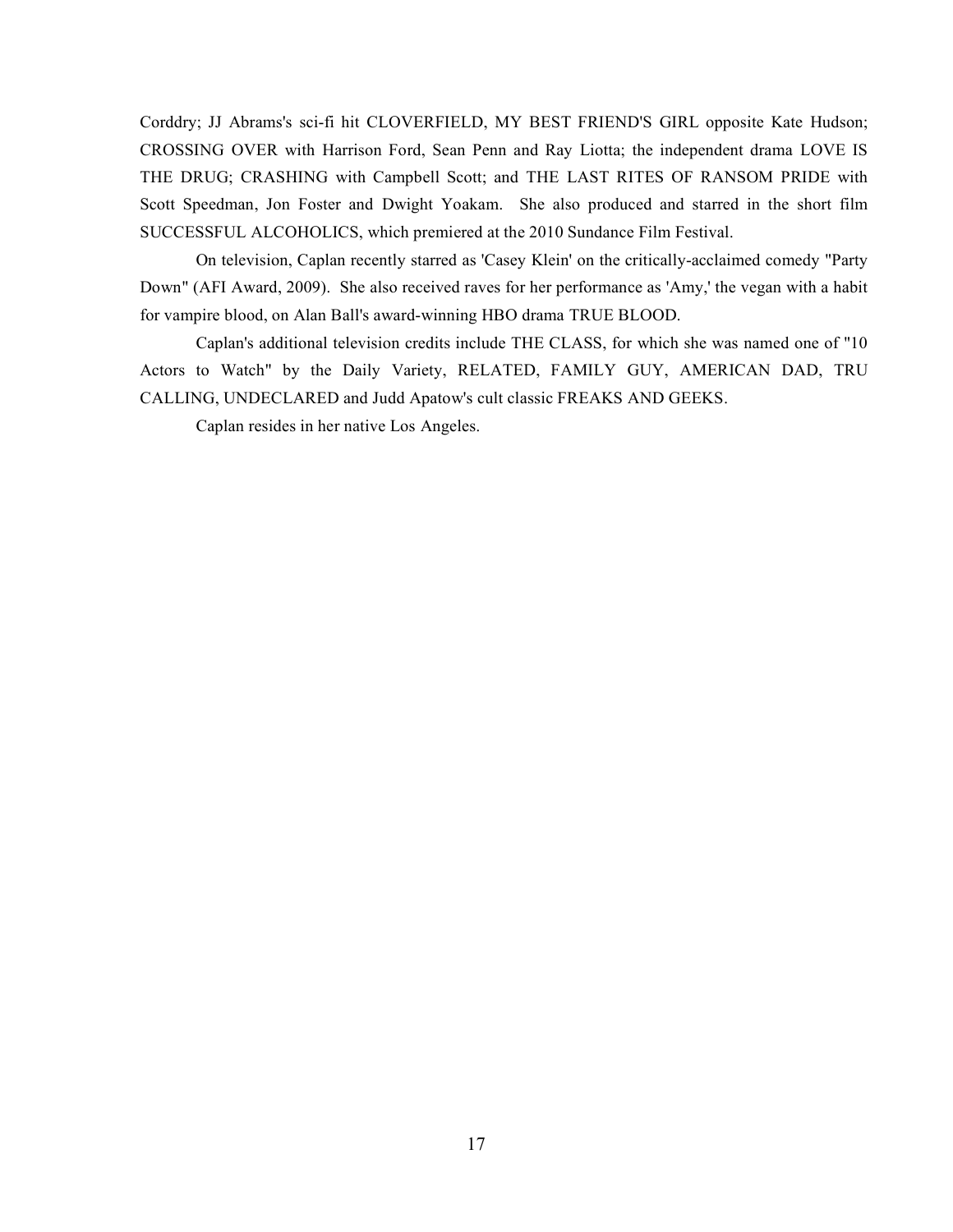Corddry; JJ Abrams's sci-fi hit CLOVERFIELD, MY BEST FRIEND'S GIRL opposite Kate Hudson; CROSSING OVER with Harrison Ford, Sean Penn and Ray Liotta; the independent drama LOVE IS THE DRUG; CRASHING with Campbell Scott; and THE LAST RITES OF RANSOM PRIDE with Scott Speedman, Jon Foster and Dwight Yoakam. She also produced and starred in the short film SUCCESSFUL ALCOHOLICS, which premiered at the 2010 Sundance Film Festival.

On television, Caplan recently starred as 'Casey Klein' on the critically-acclaimed comedy "Party Down" (AFI Award, 2009). She also received raves for her performance as 'Amy,' the vegan with a habit for vampire blood, on Alan Ball's award-winning HBO drama TRUE BLOOD.

Caplan's additional television credits include THE CLASS, for which she was named one of "10 Actors to Watch" by the Daily Variety, RELATED, FAMILY GUY, AMERICAN DAD, TRU CALLING, UNDECLARED and Judd Apatow's cult classic FREAKS AND GEEKS.

Caplan resides in her native Los Angeles.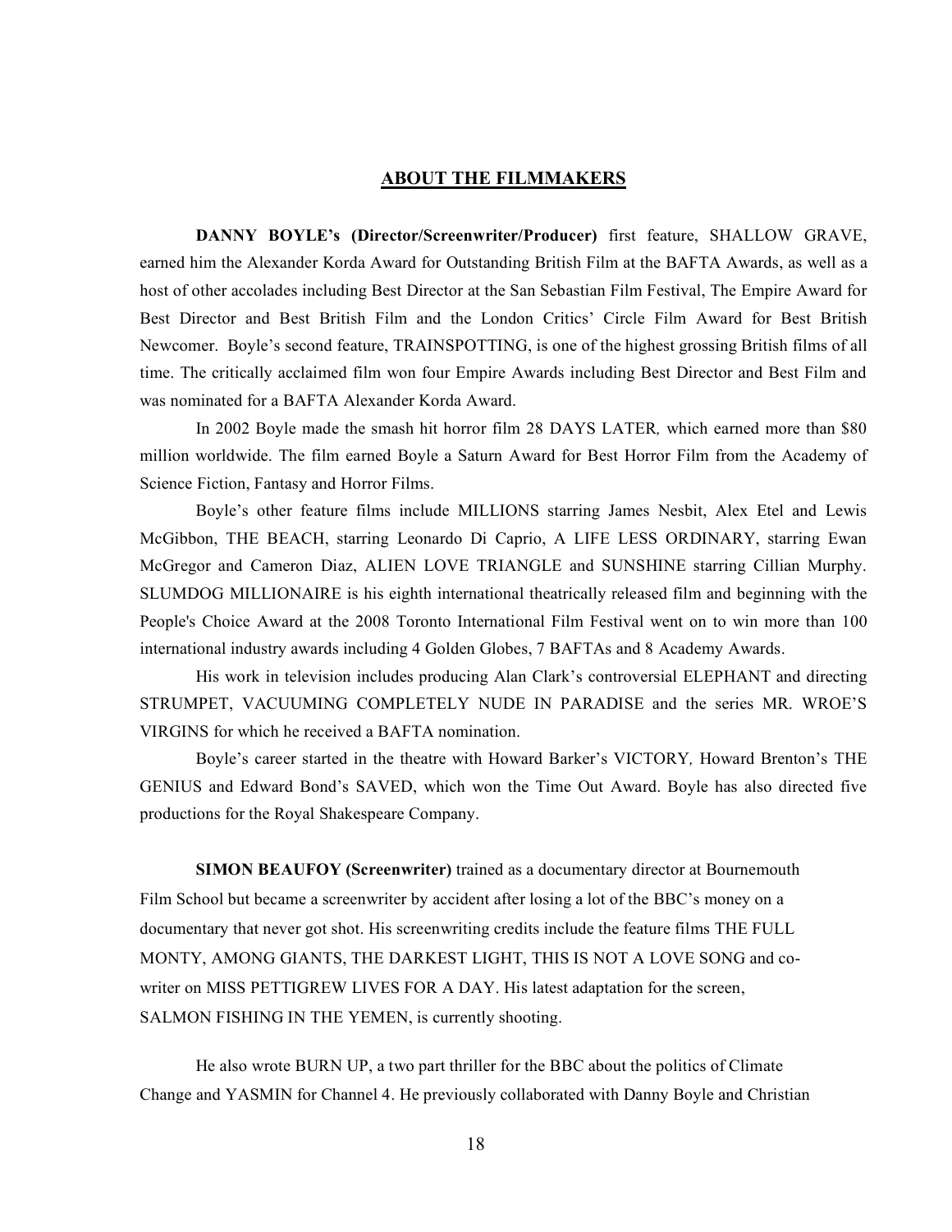## ABOUT THE FILMMAKERS

**DANNY BOYLE's (Director/Screenwriter/Producer)** first feature, SHALLOW GRAVE, earned him the Alexander Korda Award for Outstanding British Film at the BAFTA Awards, as well as a host of other accolades including Best Director at the San Sebastian Film Festival, The Empire Award for Best Director and Best British Film and the London Critics' Circle Film Award for Best British Newcomer. Boyle's second feature, TRAINSPOTTING, is one of the highest grossing British films of all time. The critically acclaimed film won four Empire Awards including Best Director and Best Film and was nominated for a BAFTA Alexander Korda Award.

In 2002 Boyle made the smash hit horror film 28 DAYS LATER*,* which earned more than $80 million worldwide. The film earned Boyle a Saturn Award for Best Horror Film from the Academy of Science Fiction, Fantasy and Horror Films.

Boyle's other feature films include MILLIONS starring James Nesbit, Alex Etel and Lewis McGibbon, THE BEACH, starring Leonardo Di Caprio, A LIFE LESS ORDINARY, starring Ewan McGregor and Cameron Diaz, ALIEN LOVE TRIANGLE and SUNSHINE starring Cillian Murphy. SLUMDOG MILLIONAIRE is his eighth international theatrically released film and beginning with the People's Choice Award at the 2008 Toronto International Film Festival went on to win more than 100 international industry awards including 4 Golden Globes, 7 BAFTAs and 8 Academy Awards.

His work in television includes producing Alan Clark's controversial ELEPHANT and directing STRUMPET, VACUUMING COMPLETELY NUDE IN PARADISE and the series MR. WROE'S VIRGINS for which he received a BAFTA nomination.

Boyle's career started in the theatre with Howard Barker's VICTORY*,* Howard Brenton's THE GENIUS and Edward Bond's SAVED, which won the Time Out Award. Boyle has also directed five productions for the Royal Shakespeare Company.

**SIMON BEAUFOY (Screenwriter)** trained as a documentary director at Bournemouth Film School but became a screenwriter by accident after losing a lot of the BBC's money on a documentary that never got shot. His screenwriting credits include the feature films THE FULL MONTY, AMONG GIANTS, THE DARKEST LIGHT, THIS IS NOT A LOVE SONG and co-writer on MISS PETTIGREW LIVES FOR A DAY. His latest adaptation for the screen, SALMON FISHING IN THE YEMEN, is currently shooting.

He also wrote BURN UP, a two part thriller for the BBC about the politics of Climate Change and YASMIN for Channel 4. He previously collaborated with Danny Boyle and Christian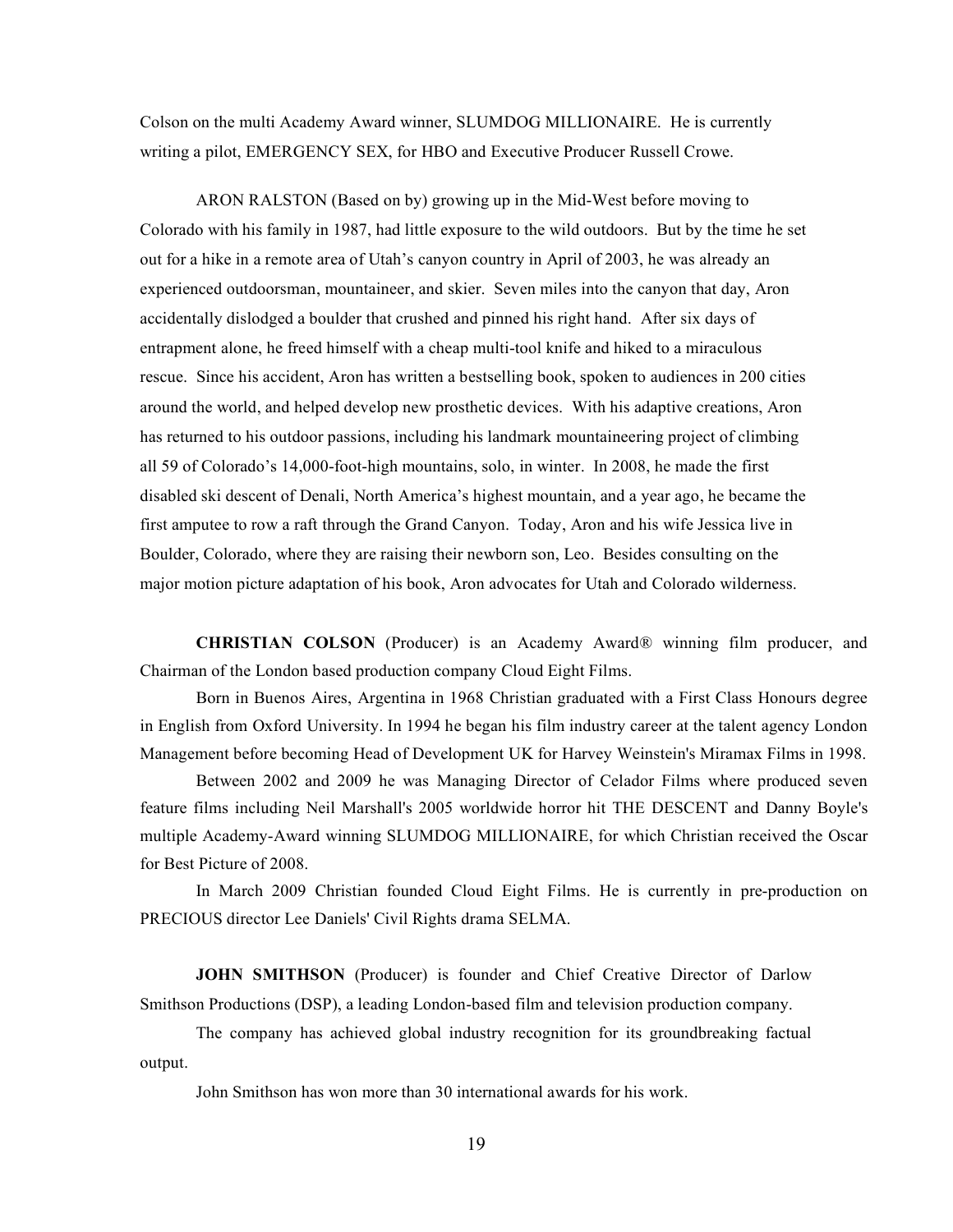Colson on the multi Academy Award winner, SLUMDOG MILLIONAIRE. He is currently writing a pilot, EMERGENCY SEX, for HBO and Executive Producer Russell Crowe.

ARON RALSTON (Based on by) growing up in the Mid-West before moving to Colorado with his family in 1987, had little exposure to the wild outdoors. But by the time he set out for a hike in a remote area of Utah's canyon country in April of 2003, he was already an experienced outdoorsman, mountaineer, and skier. Seven miles into the canyon that day, Aron accidentally dislodged a boulder that crushed and pinned his right hand. After six days of entrapment alone, he freed himself with a cheap multi-tool knife and hiked to a miraculous rescue. Since his accident, Aron has written a bestselling book, spoken to audiences in 200 cities around the world, and helped develop new prosthetic devices. With his adaptive creations, Aron has returned to his outdoor passions, including his landmark mountaineering project of climbing all 59 of Colorado's 14,000-foot-high mountains, solo, in winter. In 2008, he made the first disabled ski descent of Denali, North America's highest mountain, and a year ago, he became the first amputee to row a raft through the Grand Canyon. Today, Aron and his wife Jessica live in Boulder, Colorado, where they are raising their newborn son, Leo. Besides consulting on the major motion picture adaptation of his book, Aron advocates for Utah and Colorado wilderness.

**CHRISTIAN COLSON** (Producer) is an Academy Award® winning film producer, and Chairman of the London based production company Cloud Eight Films.

Born in Buenos Aires, Argentina in 1968 Christian graduated with a First Class Honours degree in English from Oxford University. In 1994 he began his film industry career at the talent agency London Management before becoming Head of Development UK for Harvey Weinstein's Miramax Films in 1998.

Between 2002 and 2009 he was Managing Director of Celador Films where produced seven feature films including Neil Marshall's 2005 worldwide horror hit THE DESCENT and Danny Boyle's multiple Academy-Award winning SLUMDOG MILLIONAIRE, for which Christian received the Oscar for Best Picture of 2008.

In March 2009 Christian founded Cloud Eight Films. He is currently in pre-production on PRECIOUS director Lee Daniels' Civil Rights drama SELMA.

**JOHN SMITHSON** (Producer) is founder and Chief Creative Director of Darlow Smithson Productions (DSP), a leading London-based film and television production company.

The company has achieved global industry recognition for its groundbreaking factual output.

John Smithson has won more than 30 international awards for his work.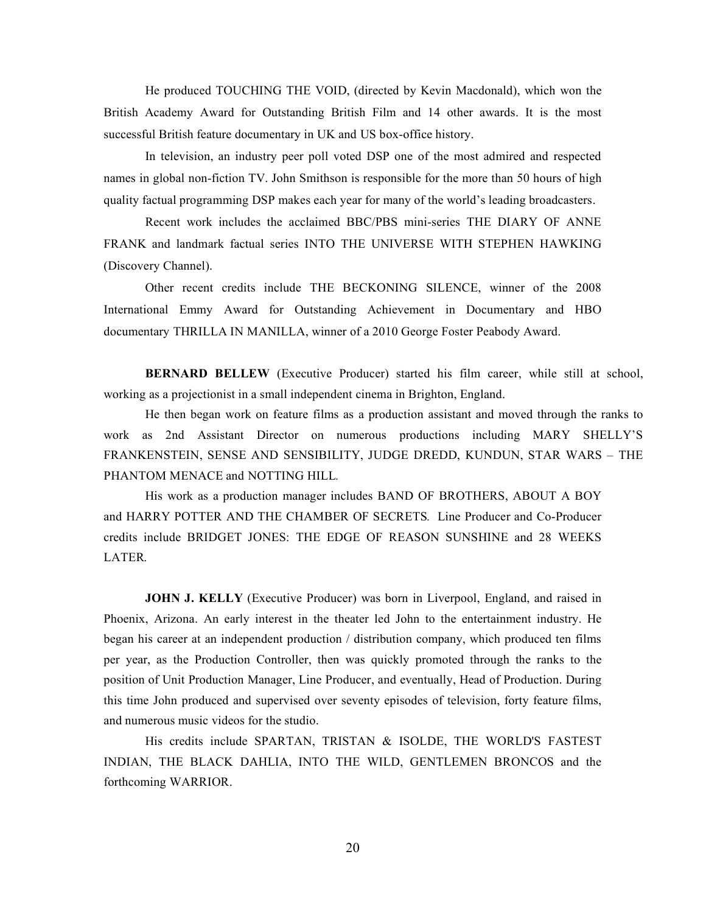He produced TOUCHING THE VOID, (directed by Kevin Macdonald), which won the British Academy Award for Outstanding British Film and 14 other awards. It is the most successful British feature documentary in UK and US box-office history.

In television, an industry peer poll voted DSP one of the most admired and respected names in global non-fiction TV. John Smithson is responsible for the more than 50 hours of high quality factual programming DSP makes each year for many of the world's leading broadcasters.

Recent work includes the acclaimed BBC/PBS mini-series THE DIARY OF ANNE FRANK and landmark factual series INTO THE UNIVERSE WITH STEPHEN HAWKING (Discovery Channel).

Other recent credits include THE BECKONING SILENCE, winner of the 2008 International Emmy Award for Outstanding Achievement in Documentary and HBO documentary THRILLA IN MANILLA, winner of a 2010 George Foster Peabody Award.

**BERNARD BELLEW** (Executive Producer) started his film career, while still at school, working as a projectionist in a small independent cinema in Brighton, England.

He then began work on feature films as a production assistant and moved through the ranks to work as 2nd Assistant Director on numerous productions including MARY SHELLY'S FRANKENSTEIN, SENSE AND SENSIBILITY, JUDGE DREDD, KUNDUN, STAR WARS – THE PHANTOM MENACE and NOTTING HILL.

His work as a production manager includes BAND OF BROTHERS, ABOUT A BOY and HARRY POTTER AND THE CHAMBER OF SECRETS. Line Producer and Co-Producer credits include BRIDGET JONES: THE EDGE OF REASON SUNSHINE and 28 WEEKS LATER.

**JOHN J. KELLY** (Executive Producer) was born in Liverpool, England, and raised in Phoenix, Arizona. An early interest in the theater led John to the entertainment industry. He began his career at an independent production / distribution company, which produced ten films per year, as the Production Controller, then was quickly promoted through the ranks to the position of Unit Production Manager, Line Producer, and eventually, Head of Production. During this time John produced and supervised over seventy episodes of television, forty feature films, and numerous music videos for the studio.

His credits include SPARTAN, TRISTAN & ISOLDE, THE WORLD'S FASTEST INDIAN, THE BLACK DAHLIA, INTO THE WILD, GENTLEMEN BRONCOS and the forthcoming WARRIOR.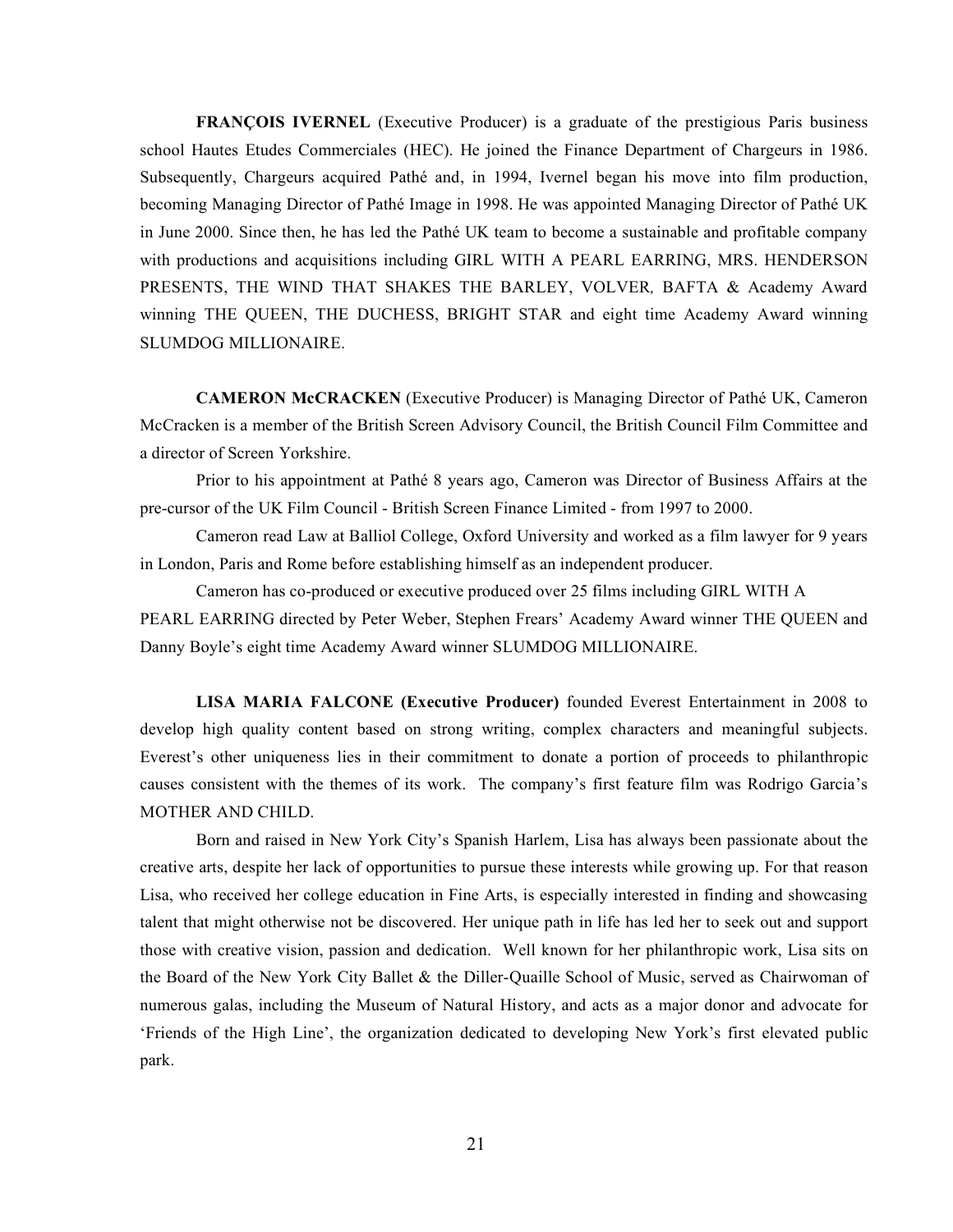**FRANÇOIS IVERNEL** (Executive Producer) is a graduate of the prestigious Paris business school Hautes Etudes Commerciales (HEC). He joined the Finance Department of Chargeurs in 1986. Subsequently, Chargeurs acquired Pathé and, in 1994, Ivernel began his move into film production, becoming Managing Director of Pathé Image in 1998. He was appointed Managing Director of Pathé UK in June 2000. Since then, he has led the Pathé UK team to become a sustainable and profitable company with productions and acquisitions including GIRL WITH A PEARL EARRING, MRS. HENDERSON PRESENTS, THE WIND THAT SHAKES THE BARLEY, VOLVER*,* BAFTA & Academy Award winning THE QUEEN, THE DUCHESS, BRIGHT STAR and eight time Academy Award winning SLUMDOG MILLIONAIRE.

**CAMERON McCRACKEN** (Executive Producer) is Managing Director of Pathé UK, Cameron McCracken is a member of the British Screen Advisory Council, the British Council Film Committee and a director of Screen Yorkshire.

Prior to his appointment at Pathé 8 years ago, Cameron was Director of Business Affairs at the pre-cursor of the UK Film Council - British Screen Finance Limited - from 1997 to 2000.

Cameron read Law at Balliol College, Oxford University and worked as a film lawyer for 9 years in London, Paris and Rome before establishing himself as an independent producer.

Cameron has co-produced or executive produced over 25 films including GIRL WITH A PEARL EARRING directed by Peter Weber, Stephen Frears' Academy Award winner THE QUEEN and Danny Boyle's eight time Academy Award winner SLUMDOG MILLIONAIRE.

**LISA MARIA FALCONE (Executive Producer)** founded Everest Entertainment in 2008 to develop high quality content based on strong writing, complex characters and meaningful subjects. Everest's other uniqueness lies in their commitment to donate a portion of proceeds to philanthropic causes consistent with the themes of its work. The company's first feature film was Rodrigo Garcia's MOTHER AND CHILD.

Born and raised in New York City's Spanish Harlem, Lisa has always been passionate about the creative arts, despite her lack of opportunities to pursue these interests while growing up. For that reason Lisa, who received her college education in Fine Arts, is especially interested in finding and showcasing talent that might otherwise not be discovered. Her unique path in life has led her to seek out and support those with creative vision, passion and dedication. Well known for her philanthropic work, Lisa sits on the Board of the New York City Ballet & the Diller-Quaille School of Music, served as Chairwoman of numerous galas, including the Museum of Natural History, and acts as a major donor and advocate for 'Friends of the High Line', the organization dedicated to developing New York's first elevated public park.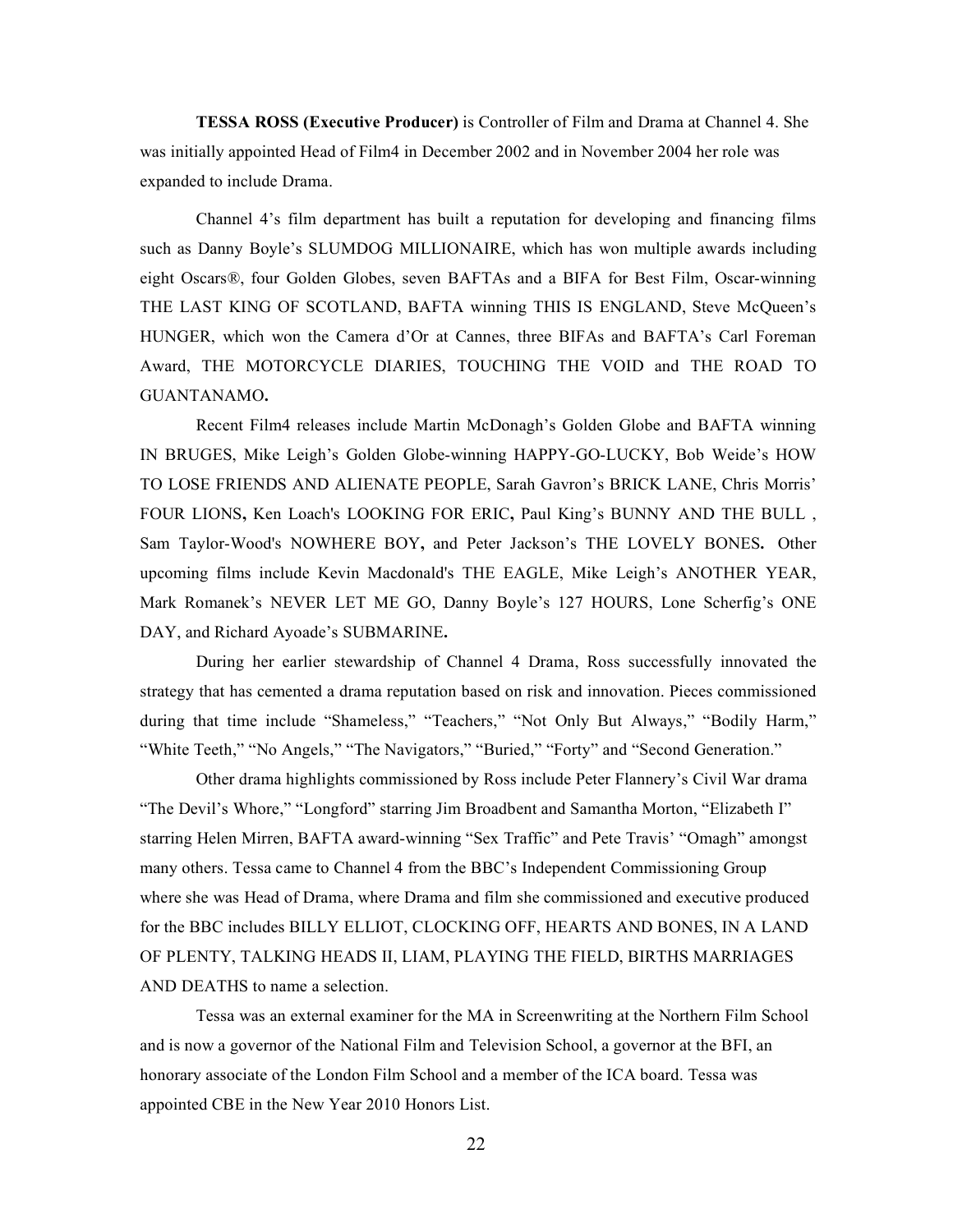**TESSA ROSS (Executive Producer)** is Controller of Film and Drama at Channel 4. She was initially appointed Head of Film4 in December 2002 and in November 2004 her role was expanded to include Drama.

Channel 4's film department has built a reputation for developing and financing films such as Danny Boyle's SLUMDOG MILLIONAIRE, which has won multiple awards including eight Oscars®, four Golden Globes, seven BAFTAs and a BIFA for Best Film, Oscar-winning THE LAST KING OF SCOTLAND, BAFTA winning THIS IS ENGLAND, Steve McQueen's HUNGER, which won the Camera d'Or at Cannes, three BIFAs and BAFTA's Carl Foreman Award, THE MOTORCYCLE DIARIES, TOUCHING THE VOID and THE ROAD TO GUANTANAMO**.**

Recent Film4 releases include Martin McDonagh's Golden Globe and BAFTA winning IN BRUGES, Mike Leigh's Golden Globe-winning HAPPY-GO-LUCKY, Bob Weide's HOW TO LOSE FRIENDS AND ALIENATE PEOPLE, Sarah Gavron's BRICK LANE, Chris Morris' FOUR LIONS**,** Ken Loach's LOOKING FOR ERIC**,** Paul King's BUNNY AND THE BULL , Sam Taylor-Wood's NOWHERE BOY**,** and Peter Jackson's THE LOVELY BONES**.** Other upcoming films include Kevin Macdonald's THE EAGLE, Mike Leigh's ANOTHER YEAR, Mark Romanek's NEVER LET ME GO, Danny Boyle's 127 HOURS, Lone Scherfig's ONE DAY, and Richard Ayoade's SUBMARINE**.**

During her earlier stewardship of Channel 4 Drama, Ross successfully innovated the strategy that has cemented a drama reputation based on risk and innovation. Pieces commissioned during that time include "Shameless," "Teachers," "Not Only But Always," "Bodily Harm," "White Teeth," "No Angels," "The Navigators," "Buried," "Forty" and "Second Generation."

Other drama highlights commissioned by Ross include Peter Flannery's Civil War drama "The Devil's Whore," "Longford" starring Jim Broadbent and Samantha Morton, "Elizabeth I" starring Helen Mirren, BAFTA award-winning "Sex Traffic" and Pete Travis' "Omagh" amongst many others. Tessa came to Channel 4 from the BBC's Independent Commissioning Group where she was Head of Drama, where Drama and film she commissioned and executive produced for the BBC includes BILLY ELLIOT, CLOCKING OFF, HEARTS AND BONES, IN A LAND OF PLENTY, TALKING HEADS II, LIAM, PLAYING THE FIELD, BIRTHS MARRIAGES AND DEATHS to name a selection.

Tessa was an external examiner for the MA in Screenwriting at the Northern Film School and is now a governor of the National Film and Television School, a governor at the BFI, an honorary associate of the London Film School and a member of the ICA board. Tessa was appointed CBE in the New Year 2010 Honors List.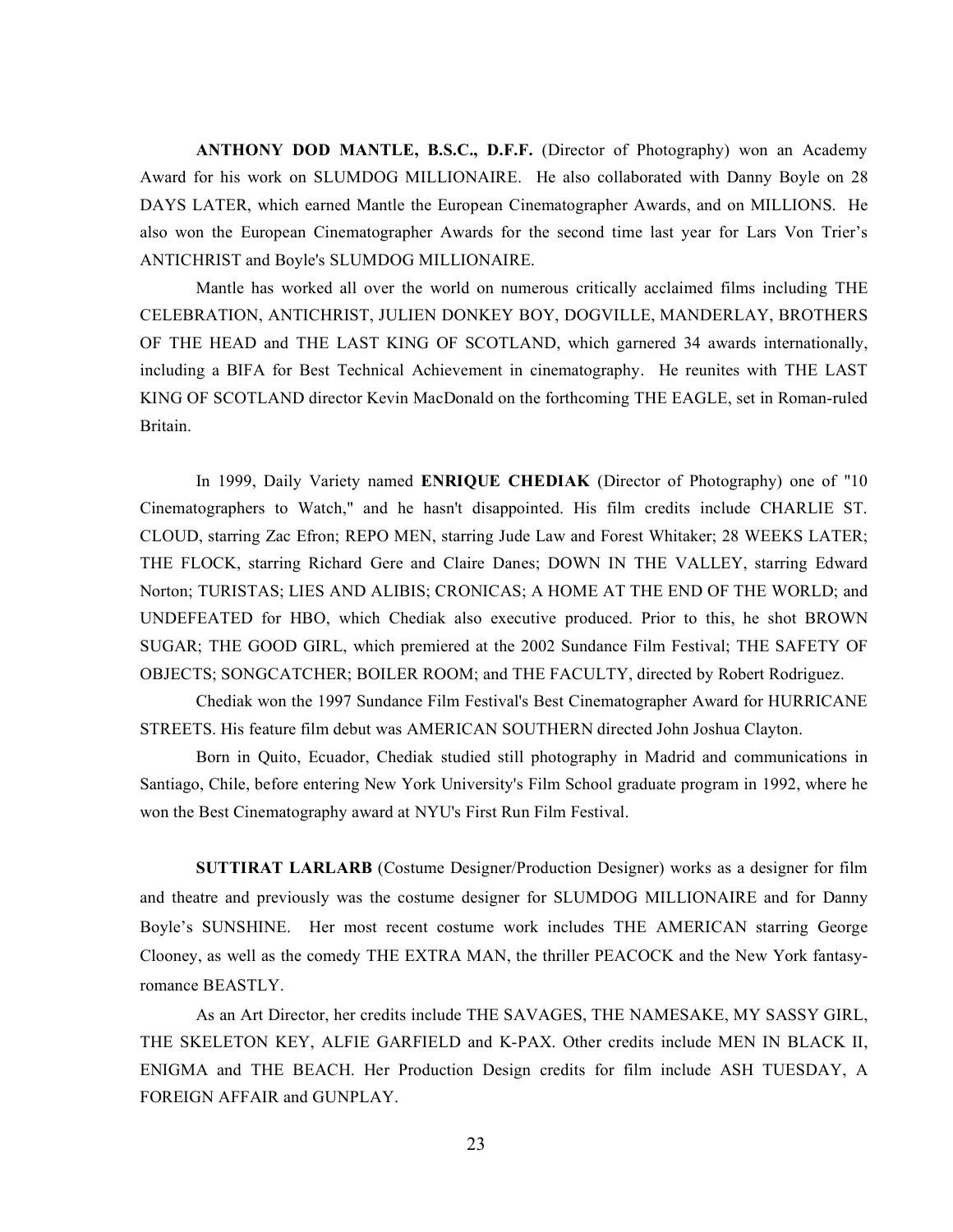**ANTHONY DOD MANTLE, B.S.C., D.F.F.** (Director of Photography) won an Academy Award for his work on SLUMDOG MILLIONAIRE. He also collaborated with Danny Boyle on 28 DAYS LATER, which earned Mantle the European Cinematographer Awards, and on MILLIONS. He also won the European Cinematographer Awards for the second time last year for Lars Von Trier's ANTICHRIST and Boyle's SLUMDOG MILLIONAIRE.

Mantle has worked all over the world on numerous critically acclaimed films including THE CELEBRATION, ANTICHRIST, JULIEN DONKEY BOY, DOGVILLE, MANDERLAY, BROTHERS OF THE HEAD and THE LAST KING OF SCOTLAND, which garnered 34 awards internationally, including a BIFA for Best Technical Achievement in cinematography. He reunites with THE LAST KING OF SCOTLAND director Kevin MacDonald on the forthcoming THE EAGLE, set in Roman-ruled Britain.

In 1999, Daily Variety named **ENRIQUE CHEDIAK** (Director of Photography) one of "10 Cinematographers to Watch," and he hasn't disappointed. His film credits include CHARLIE ST. CLOUD, starring Zac Efron; REPO MEN, starring Jude Law and Forest Whitaker; 28 WEEKS LATER; THE FLOCK, starring Richard Gere and Claire Danes; DOWN IN THE VALLEY, starring Edward Norton; TURISTAS; LIES AND ALIBIS; CRONICAS; A HOME AT THE END OF THE WORLD; and UNDEFEATED for HBO, which Chediak also executive produced. Prior to this, he shot BROWN SUGAR; THE GOOD GIRL, which premiered at the 2002 Sundance Film Festival; THE SAFETY OF OBJECTS; SONGCATCHER; BOILER ROOM; and THE FACULTY, directed by Robert Rodriguez.

Chediak won the 1997 Sundance Film Festival's Best Cinematographer Award for HURRICANE STREETS. His feature film debut was AMERICAN SOUTHERN directed John Joshua Clayton.

Born in Quito, Ecuador, Chediak studied still photography in Madrid and communications in Santiago, Chile, before entering New York University's Film School graduate program in 1992, where he won the Best Cinematography award at NYU's First Run Film Festival.

**SUTTIRAT LARLARB** (Costume Designer/Production Designer) works as a designer for film and theatre and previously was the costume designer for SLUMDOG MILLIONAIRE and for Danny Boyle's SUNSHINE. Her most recent costume work includes THE AMERICAN starring George Clooney, as well as the comedy THE EXTRA MAN, the thriller PEACOCK and the New York fantasy-romance BEASTLY.

As an Art Director, her credits include THE SAVAGES, THE NAMESAKE, MY SASSY GIRL, THE SKELETON KEY, ALFIE GARFIELD and K-PAX. Other credits include MEN IN BLACK II, ENIGMA and THE BEACH. Her Production Design credits for film include ASH TUESDAY, A FOREIGN AFFAIR and GUNPLAY.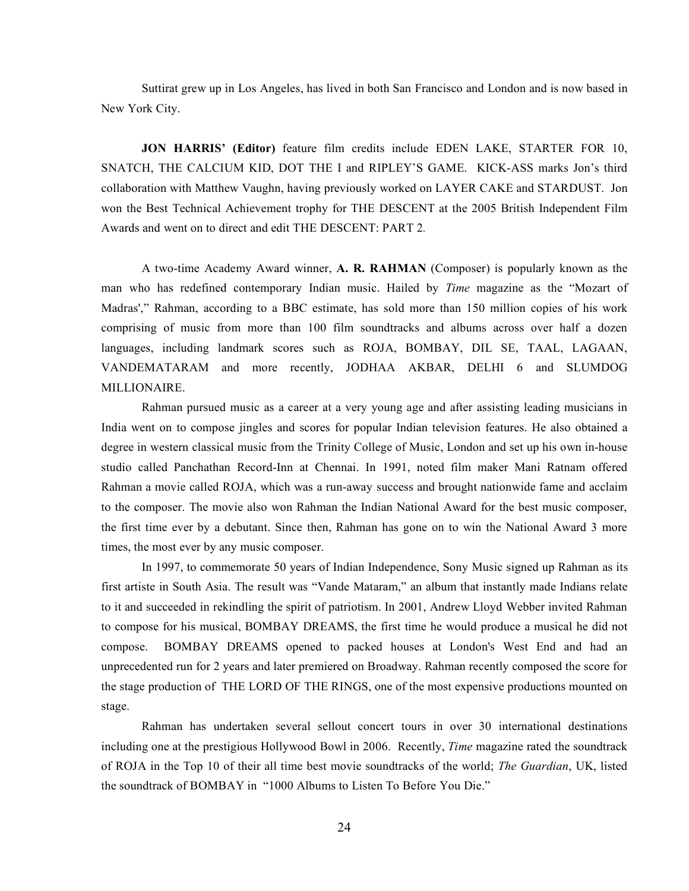Suttirat grew up in Los Angeles, has lived in both San Francisco and London and is now based in New York City.

**JON HARRIS' (Editor)** feature film credits include EDEN LAKE, STARTER FOR 10, SNATCH, THE CALCIUM KID, DOT THE I and RIPLEY'S GAME. KICK-ASS marks Jon's third collaboration with Matthew Vaughn, having previously worked on LAYER CAKE and STARDUST. Jon won the Best Technical Achievement trophy for THE DESCENT at the 2005 British Independent Film Awards and went on to direct and edit THE DESCENT: PART 2.

A two-time Academy Award winner, **A. R. RAHMAN** (Composer) is popularly known as the man who has redefined contemporary Indian music. Hailed by *Time* magazine as the "Mozart of Madras'," Rahman, according to a BBC estimate, has sold more than 150 million copies of his work comprising of music from more than 100 film soundtracks and albums across over half a dozen languages, including landmark scores such as ROJA, BOMBAY, DIL SE, TAAL, LAGAAN, VANDEMATARAM and more recently, JODHAA AKBAR, DELHI 6 and SLUMDOG MILLIONAIRE.

Rahman pursued music as a career at a very young age and after assisting leading musicians in India went on to compose jingles and scores for popular Indian television features. He also obtained a degree in western classical music from the Trinity College of Music, London and set up his own in-house studio called Panchathan Record-Inn at Chennai. In 1991, noted film maker Mani Ratnam offered Rahman a movie called ROJA, which was a run-away success and brought nationwide fame and acclaim to the composer. The movie also won Rahman the Indian National Award for the best music composer, the first time ever by a debutant. Since then, Rahman has gone on to win the National Award 3 more times, the most ever by any music composer.

In 1997, to commemorate 50 years of Indian Independence, Sony Music signed up Rahman as its first artiste in South Asia. The result was "Vande Mataram," an album that instantly made Indians relate to it and succeeded in rekindling the spirit of patriotism. In 2001, Andrew Lloyd Webber invited Rahman to compose for his musical, BOMBAY DREAMS, the first time he would produce a musical he did not compose. BOMBAY DREAMS opened to packed houses at London's West End and had an unprecedented run for 2 years and later premiered on Broadway. Rahman recently composed the score for the stage production of THE LORD OF THE RINGS, one of the most expensive productions mounted on stage.

Rahman has undertaken several sellout concert tours in over 30 international destinations including one at the prestigious Hollywood Bowl in 2006. Recently, *Time* magazine rated the soundtrack of ROJA in the Top 10 of their all time best movie soundtracks of the world; *The Guardian*, UK, listed the soundtrack of BOMBAY in "1000 Albums to Listen To Before You Die."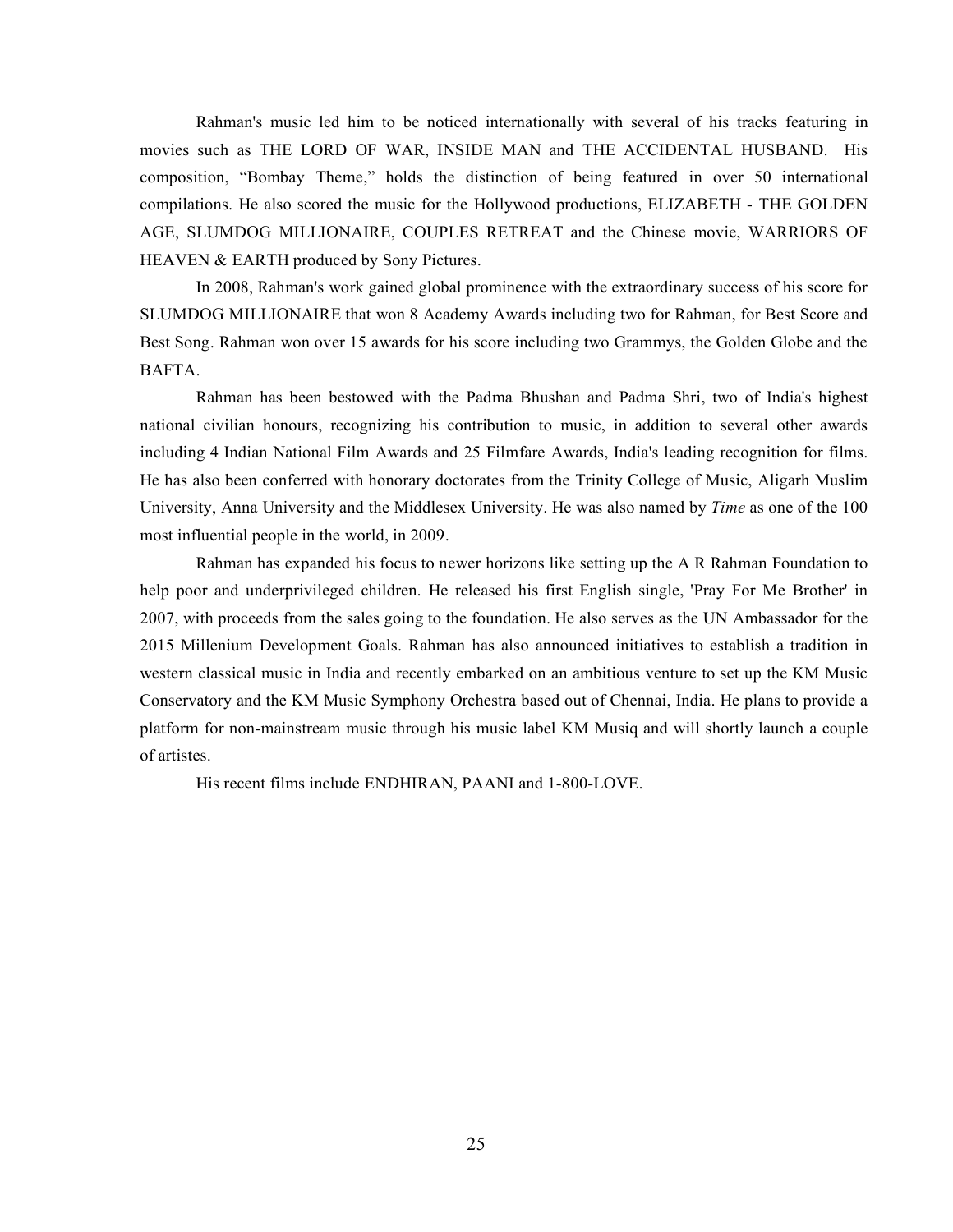Rahman's music led him to be noticed internationally with several of his tracks featuring in movies such as THE LORD OF WAR, INSIDE MAN and THE ACCIDENTAL HUSBAND. His composition, "Bombay Theme," holds the distinction of being featured in over 50 international compilations. He also scored the music for the Hollywood productions, ELIZABETH - THE GOLDEN AGE, SLUMDOG MILLIONAIRE, COUPLES RETREAT and the Chinese movie, WARRIORS OF HEAVEN & EARTH produced by Sony Pictures.

In 2008, Rahman's work gained global prominence with the extraordinary success of his score for SLUMDOG MILLIONAIRE that won 8 Academy Awards including two for Rahman, for Best Score and Best Song. Rahman won over 15 awards for his score including two Grammys, the Golden Globe and the BAFTA.

Rahman has been bestowed with the Padma Bhushan and Padma Shri, two of India's highest national civilian honours, recognizing his contribution to music, in addition to several other awards including 4 Indian National Film Awards and 25 Filmfare Awards, India's leading recognition for films. He has also been conferred with honorary doctorates from the Trinity College of Music, Aligarh Muslim University, Anna University and the Middlesex University. He was also named by *Time* as one of the 100 most influential people in the world, in 2009.

Rahman has expanded his focus to newer horizons like setting up the A R Rahman Foundation to help poor and underprivileged children. He released his first English single, 'Pray For Me Brother' in 2007, with proceeds from the sales going to the foundation. He also serves as the UN Ambassador for the 2015 Millenium Development Goals. Rahman has also announced initiatives to establish a tradition in western classical music in India and recently embarked on an ambitious venture to set up the KM Music Conservatory and the KM Music Symphony Orchestra based out of Chennai, India. He plans to provide a platform for non-mainstream music through his music label KM Musiq and will shortly launch a couple of artistes.

His recent films include ENDHIRAN, PAANI and 1-800-LOVE.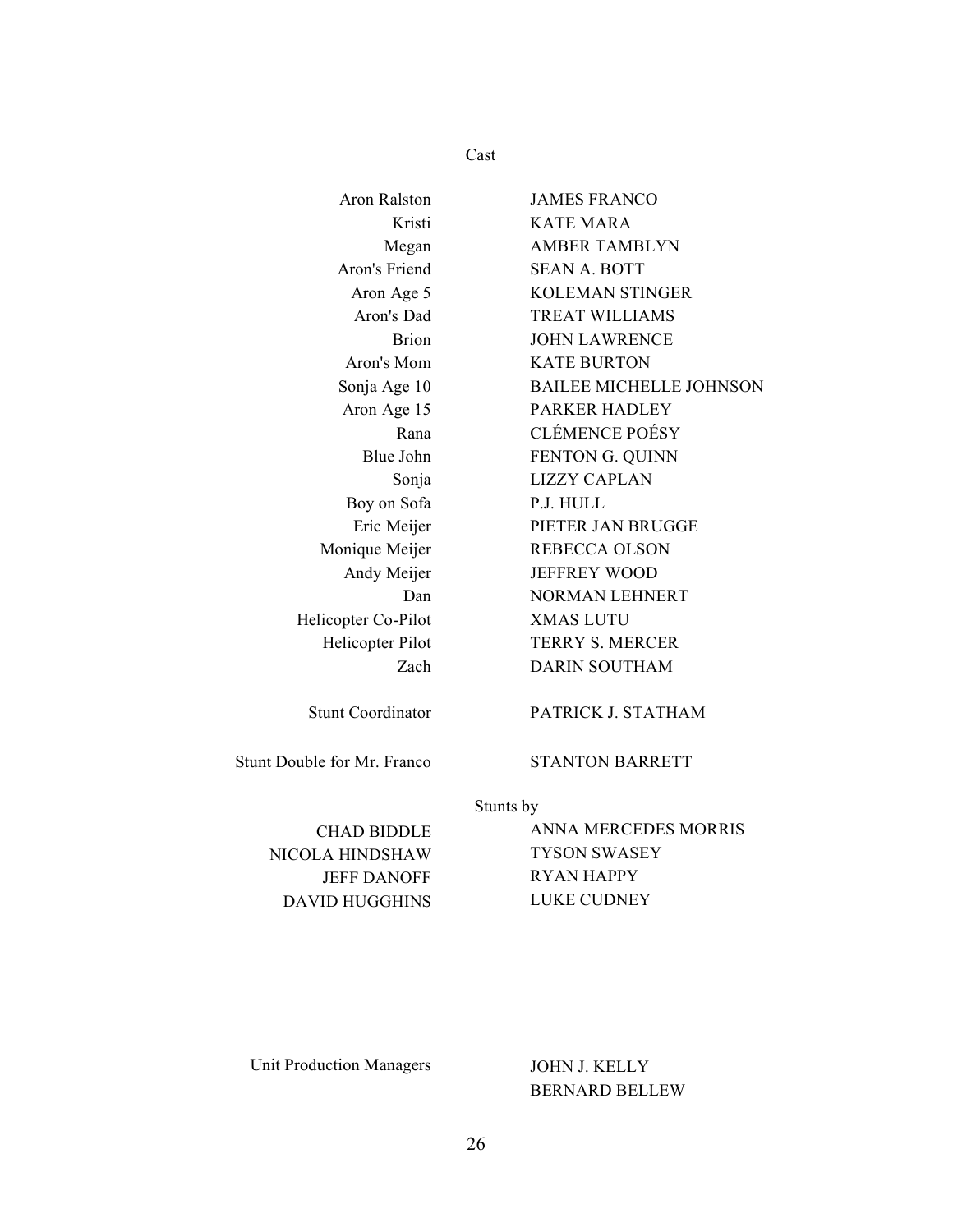## Cast

| | |
|---|---|
| Aron Ralston | JAMES FRANCO |
| Kristi | KATE MARA |
| Megan | AMBER TAMBLYN |
| Aron's Friend | SEAN A. BOTT |
| Aron Age 5 | KOLEMAN STINGER |
| Aron's Dad | TREAT WILLIAMS |
| Brion | JOHN LAWRENCE |
| Aron's Mom | KATE BURTON |
| Sonja Age 10 | BAILEE MICHELLE JOHNSON |
| Aron Age 15 | PARKER HADLEY |
| Rana | CLÉMENCE POÉSY |
| Blue John | FENTON G. QUINN |
| Sonja | LIZZY CAPLAN |
| Boy on Sofa | P.J. HULL |
| Eric Meijer | PIETER JAN BRUGGE |
| Monique Meijer | REBECCA OLSON |
| Andy Meijer | JEFFREY WOOD |
| Dan | NORMAN LEHNERT |
| Helicopter Co-Pilot | XMAS LUTU |
| Helicopter Pilot | TERRY S. MERCER |
| Zach | DARIN SOUTHAM |

Stunt Coordinator — PATRICK J. STATHAM

Stunt Double for Mr. Franco — STANTON BARRETT

### Stunts by

| | |
|---|---|
| CHAD BIDDLE | ANNA MERCEDES MORRIS |
| NICOLA HINDSHAW | TYSON SWASEY |
| JEFF DANOFF | RYAN HAPPY |
| DAVID HUGGHINS | LUKE CUDNEY |

Unit Production Managers — JOHN J. KELLY, BERNARD BELLEW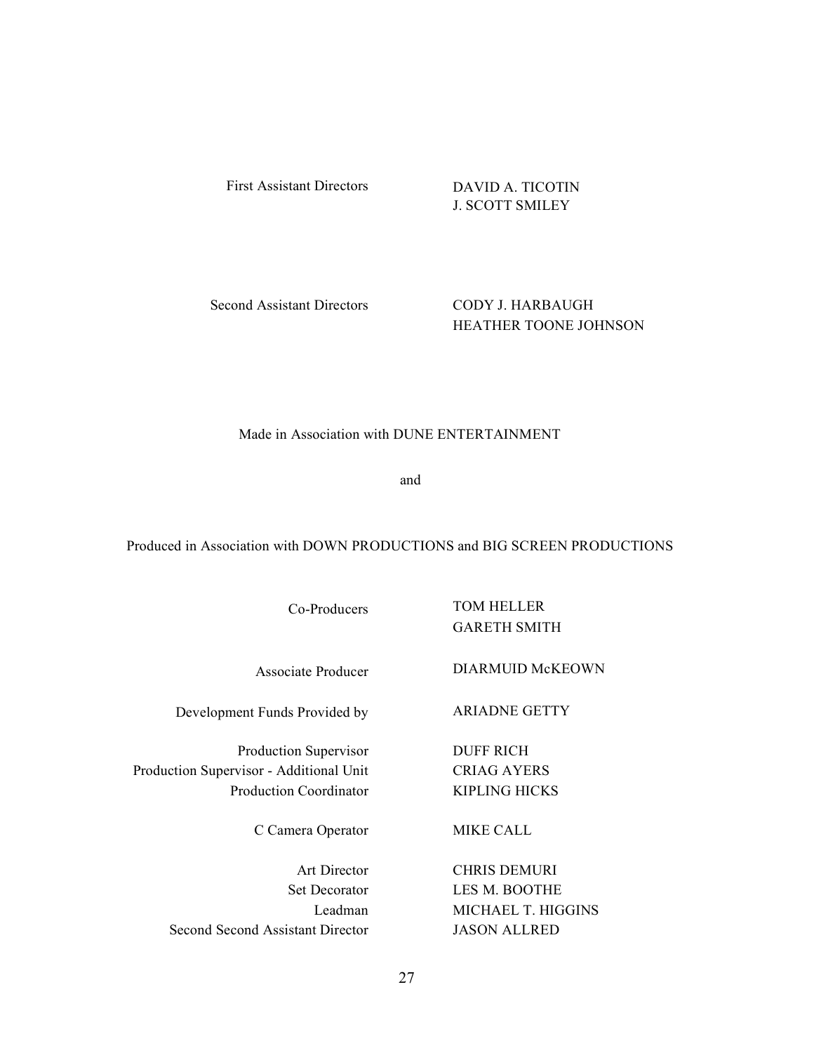First Assistant Directors — DAVID A. TICOTIN
J. SCOTT SMILEY

Second Assistant Directors — CODY J. HARBAUGH
HEATHER TOONE JOHNSON

Made in Association with DUNE ENTERTAINMENT

and

Produced in Association with DOWN PRODUCTIONS and BIG SCREEN PRODUCTIONS

| | |
|---|---|
| Co-Producers | TOM HELLER<br>GARETH SMITH |
| Associate Producer | DIARMUID McKEOWN |
| Development Funds Provided by | ARIADNE GETTY |
| Production Supervisor | DUFF RICH |
| Production Supervisor - Additional Unit | CRIAG AYERS |
| Production Coordinator | KIPLING HICKS |
| C Camera Operator | MIKE CALL |
| Art Director | CHRIS DEMURI |
| Set Decorator | LES M. BOOTHE |
| Leadman | MICHAEL T. HIGGINS |
| Second Second Assistant Director | JASON ALLRED |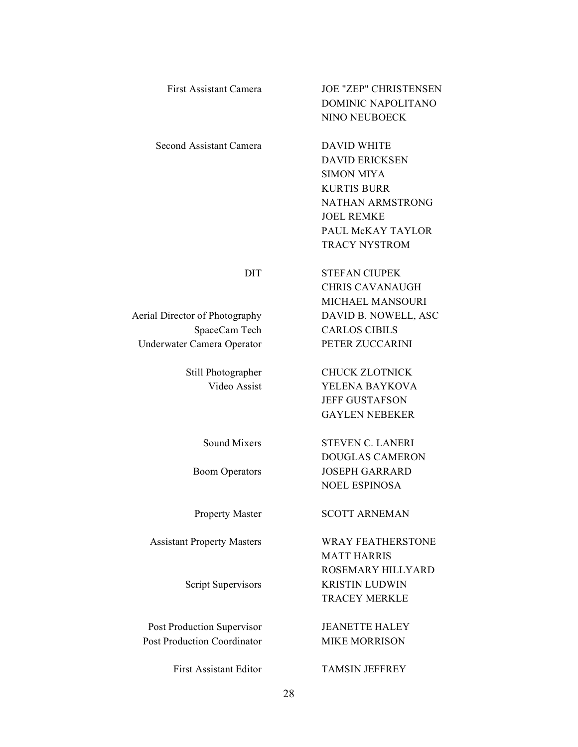| Role | Name |
|---|---|
| First Assistant Camera | JOE "ZEP" CHRISTENSEN |
| | DOMINIC NAPOLITANO |
| | NINO NEUBOECK |
| Second Assistant Camera | DAVID WHITE |
| | DAVID ERICKSEN |
| | SIMON MIYA |
| | KURTIS BURR |
| | NATHAN ARMSTRONG |
| | JOEL REMKE |
| | PAUL McKAY TAYLOR |
| | TRACY NYSTROM |
| DIT | STEFAN CIUPEK |
| | CHRIS CAVANAUGH |
| | MICHAEL MANSOURI |
| Aerial Director of Photography | DAVID B. NOWELL, ASC |
| SpaceCam Tech | CARLOS CIBILS |
| Underwater Camera Operator | PETER ZUCCARINI |
| Still Photographer | CHUCK ZLOTNICK |
| Video Assist | YELENA BAYKOVA |
| | JEFF GUSTAFSON |
| | GAYLEN NEBEKER |
| Sound Mixers | STEVEN C. LANERI |
| | DOUGLAS CAMERON |
| Boom Operators | JOSEPH GARRARD |
| | NOEL ESPINOSA |
| Property Master | SCOTT ARNEMAN |
| Assistant Property Masters | WRAY FEATHERSTONE |
| | MATT HARRIS |
| | ROSEMARY HILLYARD |
| Script Supervisors | KRISTIN LUDWIN |
| | TRACEY MERKLE |
| Post Production Supervisor | JEANETTE HALEY |
| Post Production Coordinator | MIKE MORRISON |
| First Assistant Editor | TAMSIN JEFFREY |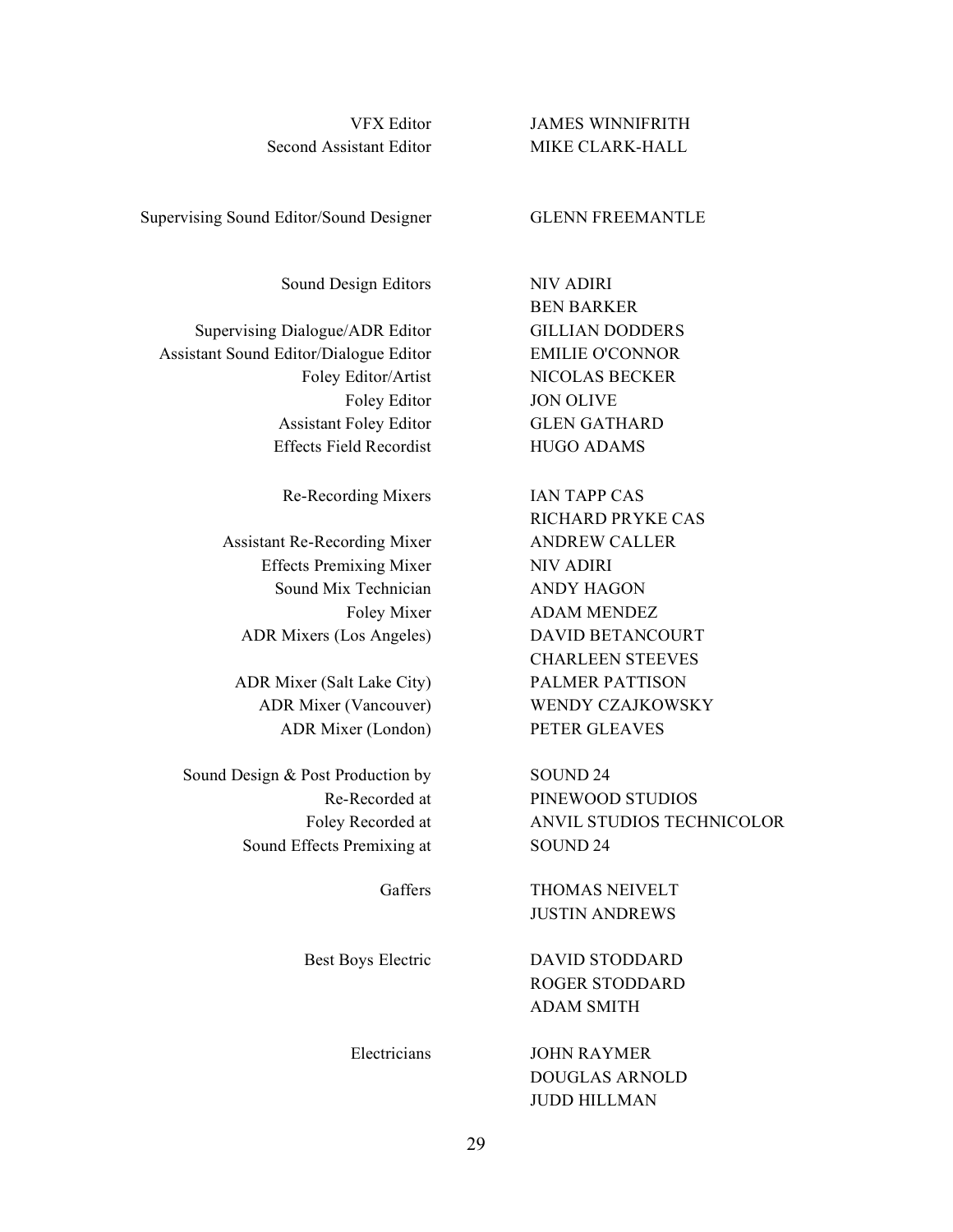| | |
|---|---|
| VFX Editor | JAMES WINNIFRITH |
| Second Assistant Editor | MIKE CLARK-HALL |
| | |
| Supervising Sound Editor/Sound Designer | GLENN FREEMANTLE |
| | |
| Sound Design Editors | NIV ADIRI |
| | BEN BARKER |
| Supervising Dialogue/ADR Editor | GILLIAN DODDERS |
| Assistant Sound Editor/Dialogue Editor | EMILIE O'CONNOR |
| Foley Editor/Artist | NICOLAS BECKER |
| Foley Editor | JON OLIVE |
| Assistant Foley Editor | GLEN GATHARD |
| Effects Field Recordist | HUGO ADAMS |
| | |
| Re-Recording Mixers | IAN TAPP CAS |
| | RICHARD PRYKE CAS |
| Assistant Re-Recording Mixer | ANDREW CALLER |
| Effects Premixing Mixer | NIV ADIRI |
| Sound Mix Technician | ANDY HAGON |
| Foley Mixer | ADAM MENDEZ |
| ADR Mixers (Los Angeles) | DAVID BETANCOURT |
| | CHARLEEN STEEVES |
| ADR Mixer (Salt Lake City) | PALMER PATTISON |
| ADR Mixer (Vancouver) | WENDY CZAJKOWSKY |
| ADR Mixer (London) | PETER GLEAVES |
| | |
| Sound Design & Post Production by | SOUND 24 |
| Re-Recorded at | PINEWOOD STUDIOS |
| Foley Recorded at | ANVIL STUDIOS TECHNICOLOR |
| Sound Effects Premixing at | SOUND 24 |
| | |
| Gaffers | THOMAS NEIVELT |
| | JUSTIN ANDREWS |
| | |
| Best Boys Electric | DAVID STODDARD |
| | ROGER STODDARD |
| | ADAM SMITH |
| | |
| Electricians | JOHN RAYMER |
| | DOUGLAS ARNOLD |
| | JUDD HILLMAN |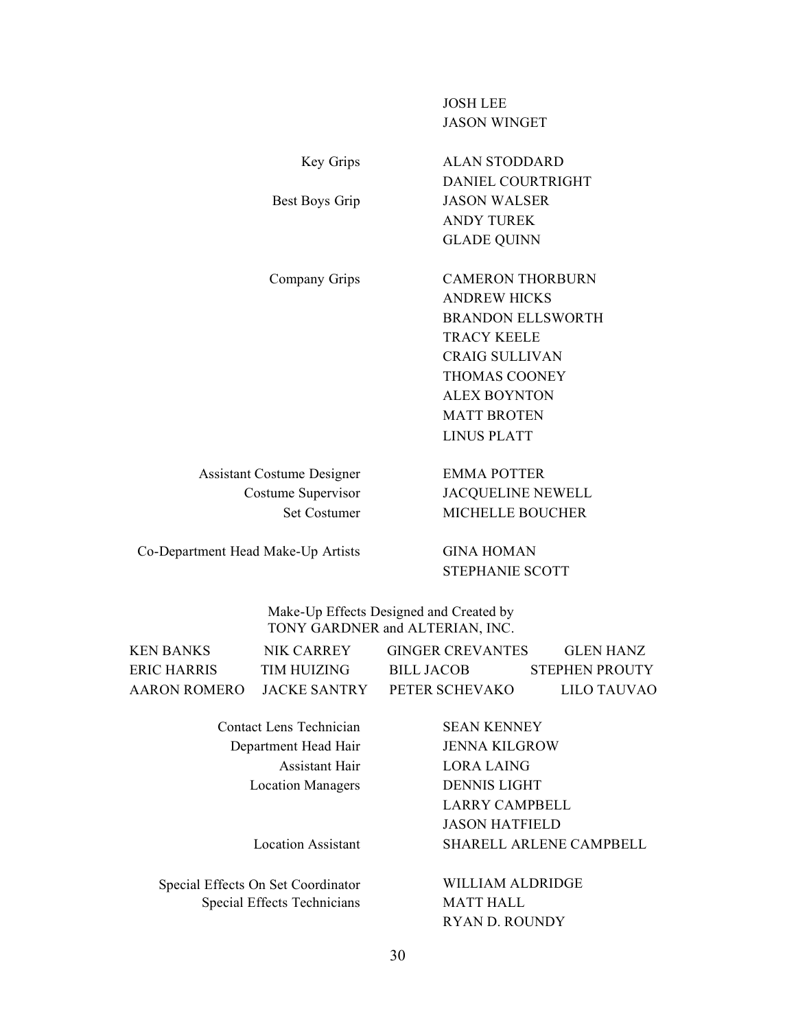| | |
|---|---|
| | JOSH LEE |
| | JASON WINGET |
| Key Grips | ALAN STODDARD |
| | DANIEL COURTRIGHT |
| Best Boys Grip | JASON WALSER |
| | ANDY TUREK |
| | GLADE QUINN |
| Company Grips | CAMERON THORBURN |
| | ANDREW HICKS |
| | BRANDON ELLSWORTH |
| | TRACY KEELE |
| | CRAIG SULLIVAN |
| | THOMAS COONEY |
| | ALEX BOYNTON |
| | MATT BROTEN |
| | LINUS PLATT |
| Assistant Costume Designer | EMMA POTTER |
| Costume Supervisor | JACQUELINE NEWELL |
| Set Costumer | MICHELLE BOUCHER |
| Co-Department Head Make-Up Artists | GINA HOMAN |
| | STEPHANIE SCOTT |

Make-Up Effects Designed and Created by
TONY GARDNER and ALTERIAN, INC.

| | | | |
|---|---|---|---|
| KEN BANKS | NIK CARREY | GINGER CREVANTES | GLEN HANZ |
| ERIC HARRIS | TIM HUIZING | BILL JACOB | STEPHEN PROUTY |
| AARON ROMERO | JACKE SANTRY | PETER SCHEVAKO | LILO TAUVAO |

| | |
|---|---|
| Contact Lens Technician | SEAN KENNEY |
| Department Head Hair | JENNA KILGROW |
| Assistant Hair | LORA LAING |
| Location Managers | DENNIS LIGHT |
| | LARRY CAMPBELL |
| | JASON HATFIELD |
| Location Assistant | SHARELL ARLENE CAMPBELL |
| Special Effects On Set Coordinator | WILLIAM ALDRIDGE |
| Special Effects Technicians | MATT HALL |
| | RYAN D. ROUNDY |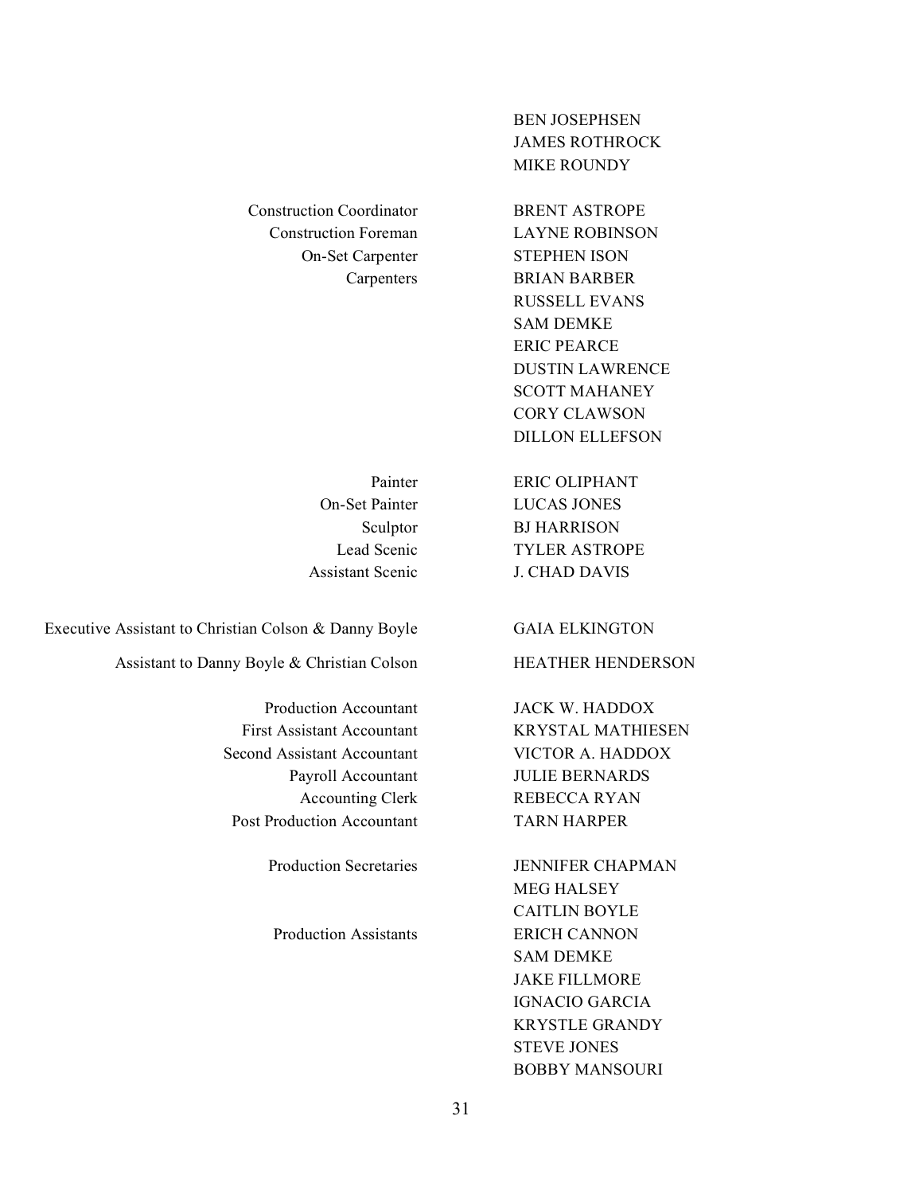| | |
|---|---|
| | BEN JOSEPHSEN |
| | JAMES ROTHROCK |
| | MIKE ROUNDY |
| | |
| Construction Coordinator | BRENT ASTROPE |
| Construction Foreman | LAYNE ROBINSON |
| On-Set Carpenter | STEPHEN ISON |
| Carpenters | BRIAN BARBER |
| | RUSSELL EVANS |
| | SAM DEMKE |
| | ERIC PEARCE |
| | DUSTIN LAWRENCE |
| | SCOTT MAHANEY |
| | CORY CLAWSON |
| | DILLON ELLEFSON |
| | |
| Painter | ERIC OLIPHANT |
| On-Set Painter | LUCAS JONES |
| Sculptor | BJ HARRISON |
| Lead Scenic | TYLER ASTROPE |
| Assistant Scenic | J. CHAD DAVIS |
| | |
| Executive Assistant to Christian Colson & Danny Boyle | GAIA ELKINGTON |
| Assistant to Danny Boyle & Christian Colson | HEATHER HENDERSON |
| | |
| Production Accountant | JACK W. HADDOX |
| First Assistant Accountant | KRYSTAL MATHIESEN |
| Second Assistant Accountant | VICTOR A. HADDOX |
| Payroll Accountant | JULIE BERNARDS |
| Accounting Clerk | REBECCA RYAN |
| Post Production Accountant | TARN HARPER |
| | |
| Production Secretaries | JENNIFER CHAPMAN |
| | MEG HALSEY |
| | CAITLIN BOYLE |
| Production Assistants | ERICH CANNON |
| | SAM DEMKE |
| | JAKE FILLMORE |
| | IGNACIO GARCIA |
| | KRYSTLE GRANDY |
| | STEVE JONES |
| | BOBBY MANSOURI |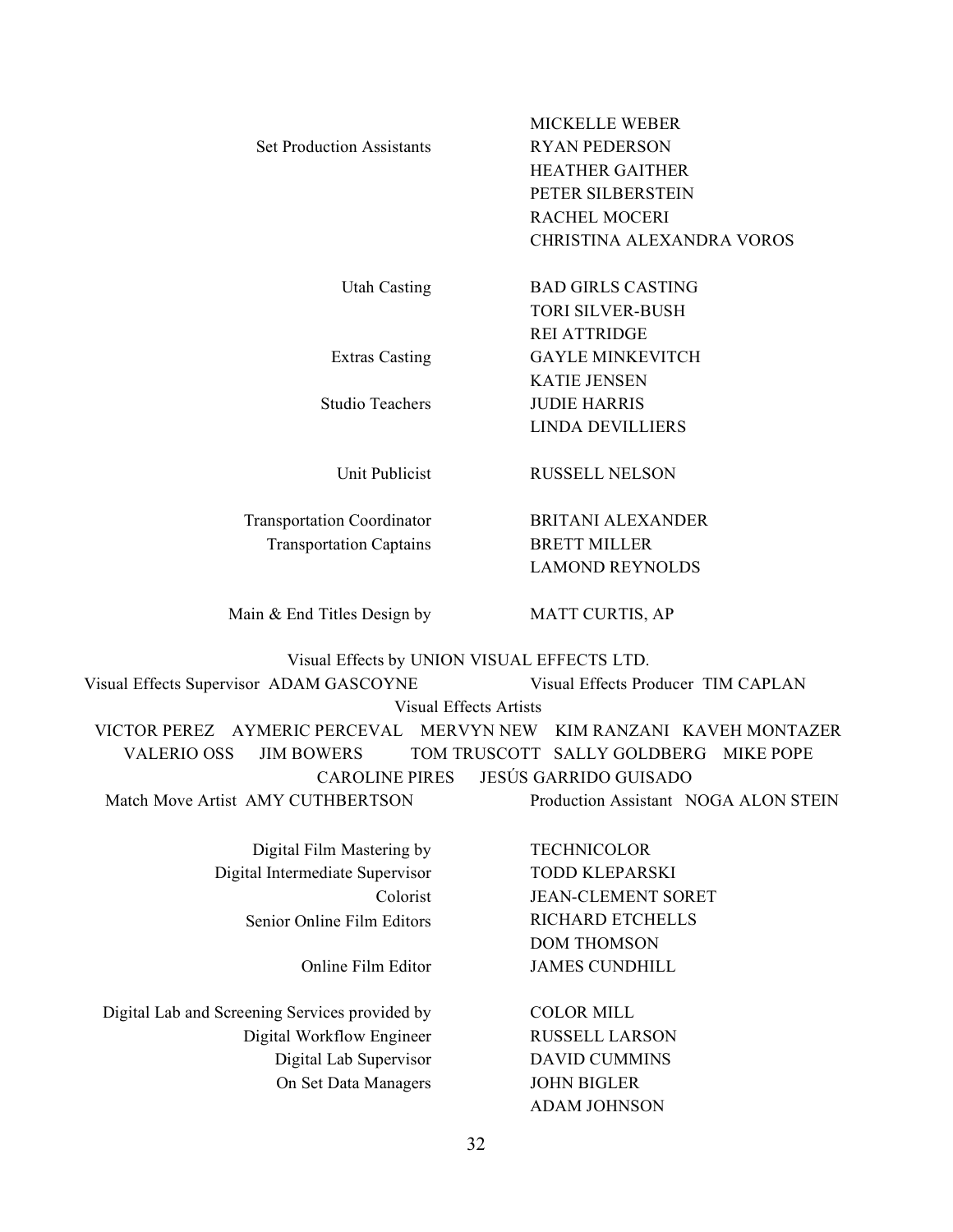| | |
|---|---|
| | MICKELLE WEBER |
| Set Production Assistants | RYAN PEDERSON |
| | HEATHER GAITHER |
| | PETER SILBERSTEIN |
| | RACHEL MOCERI |
| | CHRISTINA ALEXANDRA VOROS |
| Utah Casting | BAD GIRLS CASTING |
| | TORI SILVER-BUSH |
| | REI ATTRIDGE |
| Extras Casting | GAYLE MINKEVITCH |
| | KATIE JENSEN |
| Studio Teachers | JUDIE HARRIS |
| | LINDA DEVILLIERS |
| Unit Publicist | RUSSELL NELSON |
| Transportation Coordinator | BRITANI ALEXANDER |
| Transportation Captains | BRETT MILLER |
| | LAMOND REYNOLDS |
| Main & End Titles Design by | MATT CURTIS, AP |

Visual Effects by UNION VISUAL EFFECTS LTD.

Visual Effects Supervisor ADAM GASCOYNE — Visual Effects Producer TIM CAPLAN

Visual Effects Artists

VICTOR PEREZ   AYMERIC PERCEVAL   MERVYN NEW   KIM RANZANI   KAVEH MONTAZER
VALERIO OSS   JIM BOWERS   TOM TRUSCOTT   SALLY GOLDBERG   MIKE POPE
CAROLINE PIRES   JESÚS GARRIDO GUISADO

Match Move Artist AMY CUTHBERTSON — Production Assistant NOGA ALON STEIN

| | |
|---|---|
| Digital Film Mastering by | TECHNICOLOR |
| Digital Intermediate Supervisor | TODD KLEPARSKI |
| Colorist | JEAN-CLEMENT SORET |
| Senior Online Film Editors | RICHARD ETCHELLS |
| | DOM THOMSON |
| Online Film Editor | JAMES CUNDHILL |
| Digital Lab and Screening Services provided by | COLOR MILL |
| Digital Workflow Engineer | RUSSELL LARSON |
| Digital Lab Supervisor | DAVID CUMMINS |
| On Set Data Managers | JOHN BIGLER |
| | ADAM JOHNSON |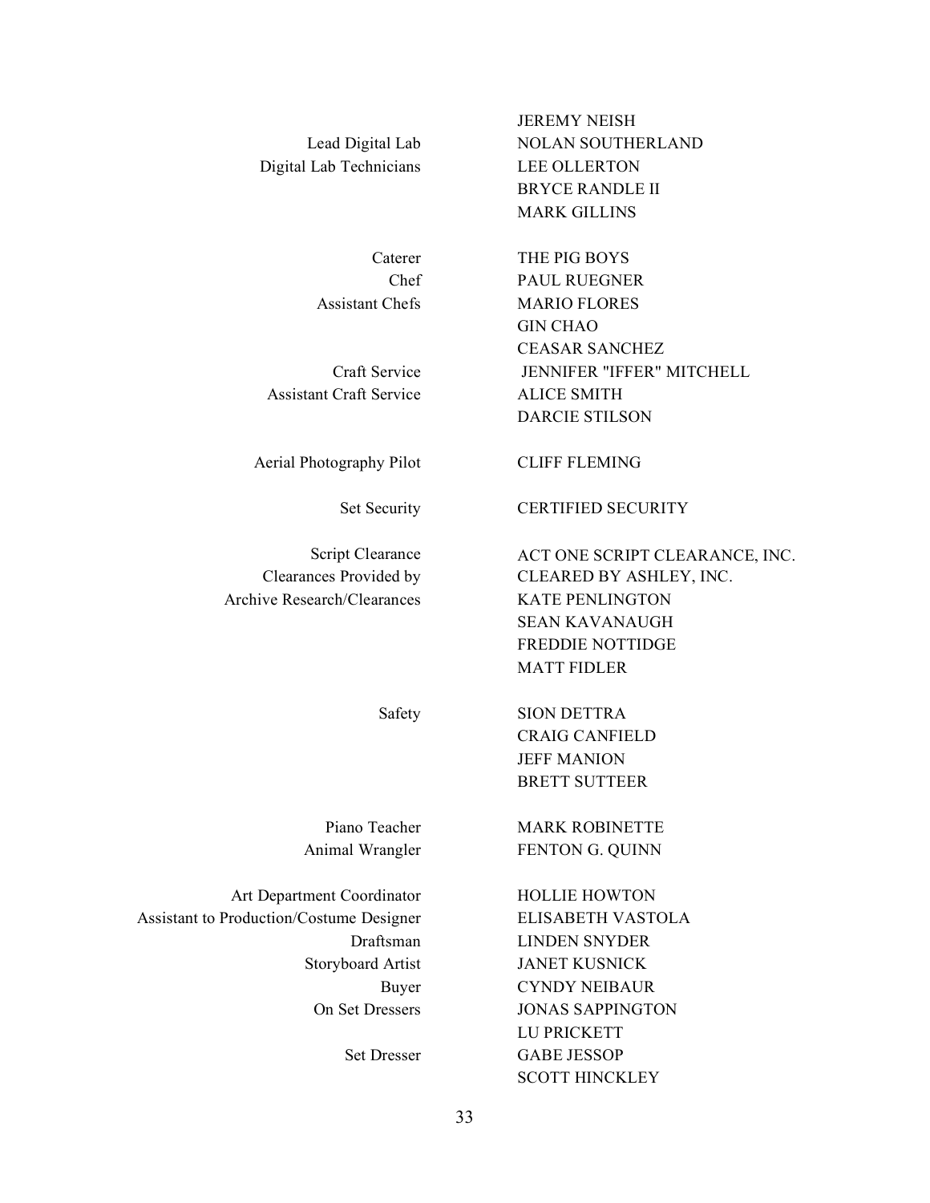| | |
|---|---|
| | JEREMY NEISH |
| Lead Digital Lab | NOLAN SOUTHERLAND |
| Digital Lab Technicians | LEE OLLERTON |
| | BRYCE RANDLE II |
| | MARK GILLINS |
| | |
| Caterer | THE PIG BOYS |
| Chef | PAUL RUEGNER |
| Assistant Chefs | MARIO FLORES |
| | GIN CHAO |
| | CEASAR SANCHEZ |
| Craft Service | JENNIFER "IFFER" MITCHELL |
| Assistant Craft Service | ALICE SMITH |
| | DARCIE STILSON |
| | |
| Aerial Photography Pilot | CLIFF FLEMING |
| | |
| Set Security | CERTIFIED SECURITY |
| | |
| Script Clearance | ACT ONE SCRIPT CLEARANCE, INC. |
| Clearances Provided by | CLEARED BY ASHLEY, INC. |
| Archive Research/Clearances | KATE PENLINGTON |
| | SEAN KAVANAUGH |
| | FREDDIE NOTTIDGE |
| | MATT FIDLER |
| | |
| Safety | SION DETTRA |
| | CRAIG CANFIELD |
| | JEFF MANION |
| | BRETT SUTTEER |
| | |
| Piano Teacher | MARK ROBINETTE |
| Animal Wrangler | FENTON G. QUINN |
| | |
| Art Department Coordinator | HOLLIE HOWTON |
| Assistant to Production/Costume Designer | ELISABETH VASTOLA |
| Draftsman | LINDEN SNYDER |
| Storyboard Artist | JANET KUSNICK |
| Buyer | CYNDY NEIBAUR |
| On Set Dressers | JONAS SAPPINGTON |
| | LU PRICKETT |
| Set Dresser | GABE JESSOP |
| | SCOTT HINCKLEY |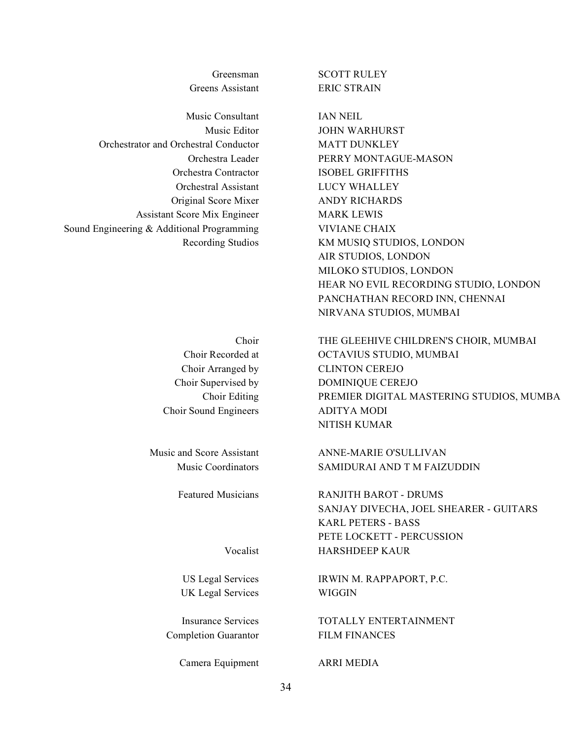| | |
|---|---|
| Greensman | SCOTT RULEY |
| Greens Assistant | ERIC STRAIN |
| | |
| Music Consultant | IAN NEIL |
| Music Editor | JOHN WARHURST |
| Orchestrator and Orchestral Conductor | MATT DUNKLEY |
| Orchestra Leader | PERRY MONTAGUE-MASON |
| Orchestra Contractor | ISOBEL GRIFFITHS |
| Orchestral Assistant | LUCY WHALLEY |
| Original Score Mixer | ANDY RICHARDS |
| Assistant Score Mix Engineer | MARK LEWIS |
| Sound Engineering & Additional Programming | VIVIANE CHAIX |
| Recording Studios | KM MUSIQ STUDIOS, LONDON |
| | AIR STUDIOS, LONDON |
| | MILOKO STUDIOS, LONDON |
| | HEAR NO EVIL RECORDING STUDIO, LONDON |
| | PANCHATHAN RECORD INN, CHENNAI |
| | NIRVANA STUDIOS, MUMBAI |
| | |
| Choir | THE GLEEHIVE CHILDREN'S CHOIR, MUMBAI |
| Choir Recorded at | OCTAVIUS STUDIO, MUMBAI |
| Choir Arranged by | CLINTON CEREJO |
| Choir Supervised by | DOMINIQUE CEREJO |
| Choir Editing | PREMIER DIGITAL MASTERING STUDIOS, MUMBA |
| Choir Sound Engineers | ADITYA MODI |
| | NITISH KUMAR |
| | |
| Music and Score Assistant | ANNE-MARIE O'SULLIVAN |
| Music Coordinators | SAMIDURAI AND T M FAIZUDDIN |
| | |
| Featured Musicians | RANJITH BAROT - DRUMS |
| | SANJAY DIVECHA, JOEL SHEARER - GUITARS |
| | KARL PETERS - BASS |
| | PETE LOCKETT - PERCUSSION |
| Vocalist | HARSHDEEP KAUR |
| | |
| US Legal Services | IRWIN M. RAPPAPORT, P.C. |
| UK Legal Services | WIGGIN |
| | |
| Insurance Services | TOTALLY ENTERTAINMENT |
| Completion Guarantor | FILM FINANCES |
| | |
| Camera Equipment | ARRI MEDIA |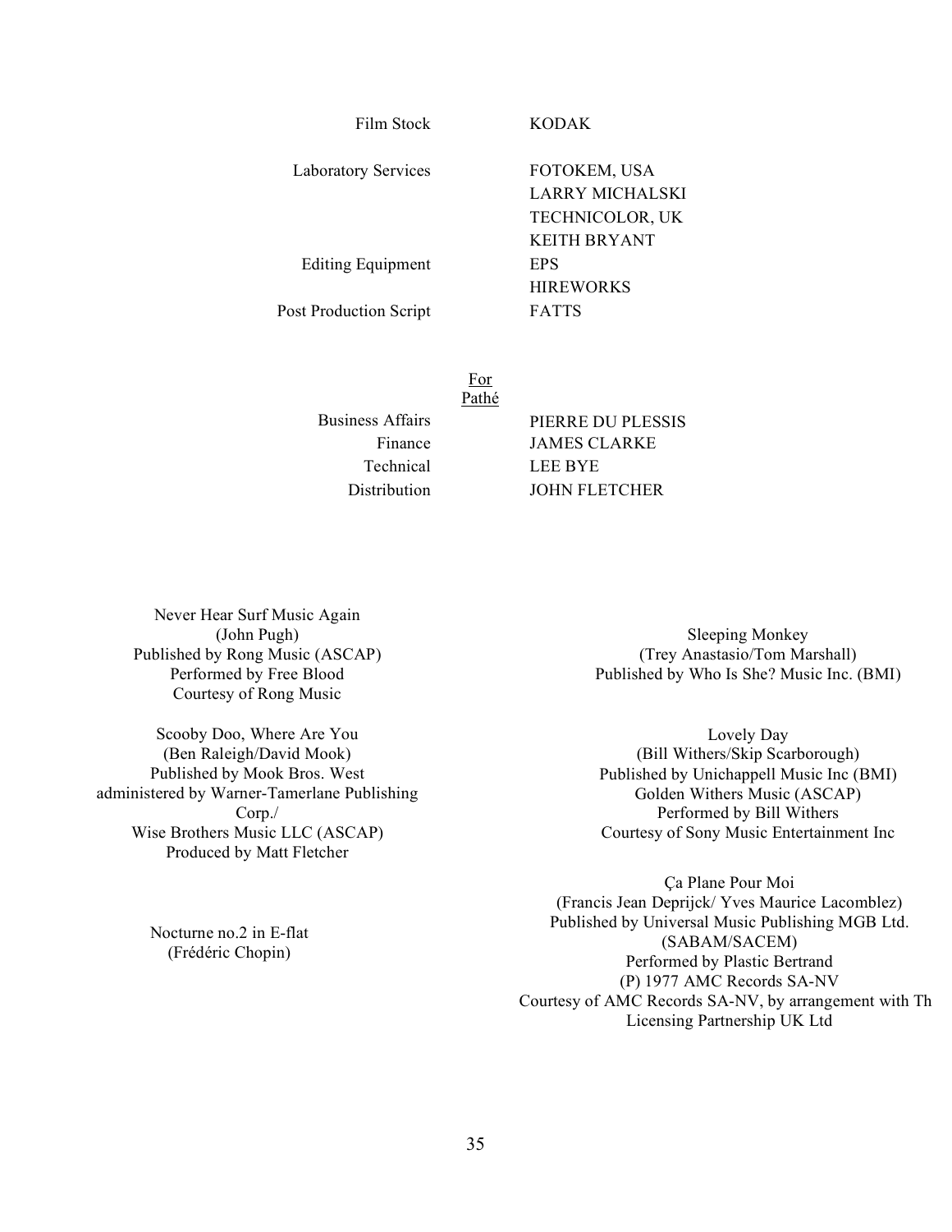| | |
|---|---|
| Film Stock | KODAK |
| Laboratory Services | FOTOKEM, USA<br>LARRY MICHALSKI<br>TECHNICOLOR, UK<br>KEITH BRYANT |
| Editing Equipment | EPS<br>HIREWORKS |
| Post Production Script | FATTS |

For
Pathé

| | |
|---|---|
| Business Affairs | PIERRE DU PLESSIS |
| Finance | JAMES CLARKE |
| Technical | LEE BYE |
| Distribution | JOHN FLETCHER |

Never Hear Surf Music Again
(John Pugh)
Published by Rong Music (ASCAP)
Performed by Free Blood
Courtesy of Rong Music

Scooby Doo, Where Are You
(Ben Raleigh/David Mook)
Published by Mook Bros. West
administered by Warner-Tamerlane Publishing Corp./
Wise Brothers Music LLC (ASCAP)
Produced by Matt Fletcher

Nocturne no.2 in E-flat
(Frédéric Chopin)

Sleeping Monkey
(Trey Anastasio/Tom Marshall)
Published by Who Is She? Music Inc. (BMI)

Lovely Day
(Bill Withers/Skip Scarborough)
Published by Unichappell Music Inc (BMI)
Golden Withers Music (ASCAP)
Performed by Bill Withers
Courtesy of Sony Music Entertainment Inc

Ça Plane Pour Moi
(Francis Jean Deprijck/ Yves Maurice Lacomblez)
Published by Universal Music Publishing MGB Ltd.
(SABAM/SACEM)
Performed by Plastic Bertrand
(P) 1977 AMC Records SA-NV
Courtesy of AMC Records SA-NV, by arrangement with Th
Licensing Partnership UK Ltd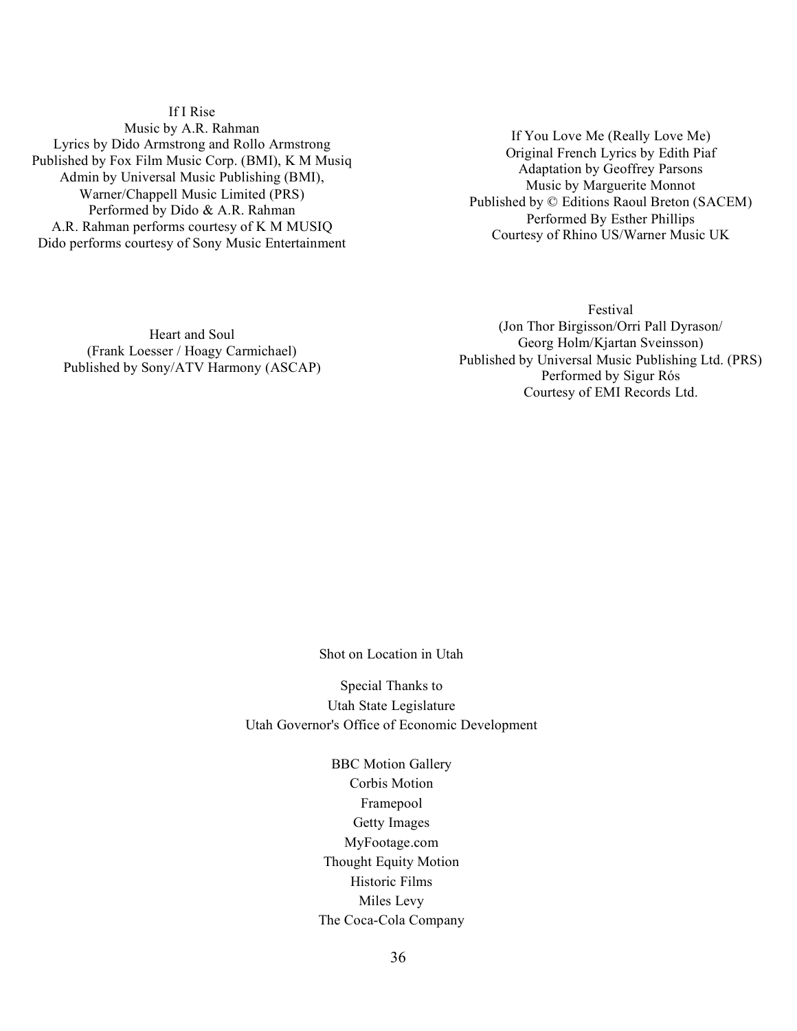If I Rise
Music by A.R. Rahman
Lyrics by Dido Armstrong and Rollo Armstrong
Published by Fox Film Music Corp. (BMI), K M Musiq
Admin by Universal Music Publishing (BMI),
Warner/Chappell Music Limited (PRS)
Performed by Dido & A.R. Rahman
A.R. Rahman performs courtesy of K M MUSIQ
Dido performs courtesy of Sony Music Entertainment

If You Love Me (Really Love Me)
Original French Lyrics by Edith Piaf
Adaptation by Geoffrey Parsons
Music by Marguerite Monnot
Published by © Editions Raoul Breton (SACEM)
Performed By Esther Phillips
Courtesy of Rhino US/Warner Music UK

Heart and Soul
(Frank Loesser / Hoagy Carmichael)
Published by Sony/ATV Harmony (ASCAP)

Festival
(Jon Thor Birgisson/Orri Pall Dyrason/
Georg Holm/Kjartan Sveinsson)
Published by Universal Music Publishing Ltd. (PRS)
Performed by Sigur Rós
Courtesy of EMI Records Ltd.

Shot on Location in Utah

Special Thanks to
Utah State Legislature
Utah Governor's Office of Economic Development

BBC Motion Gallery
Corbis Motion
Framepool
Getty Images
MyFootage.com
Thought Equity Motion
Historic Films
Miles Levy
The Coca-Cola Company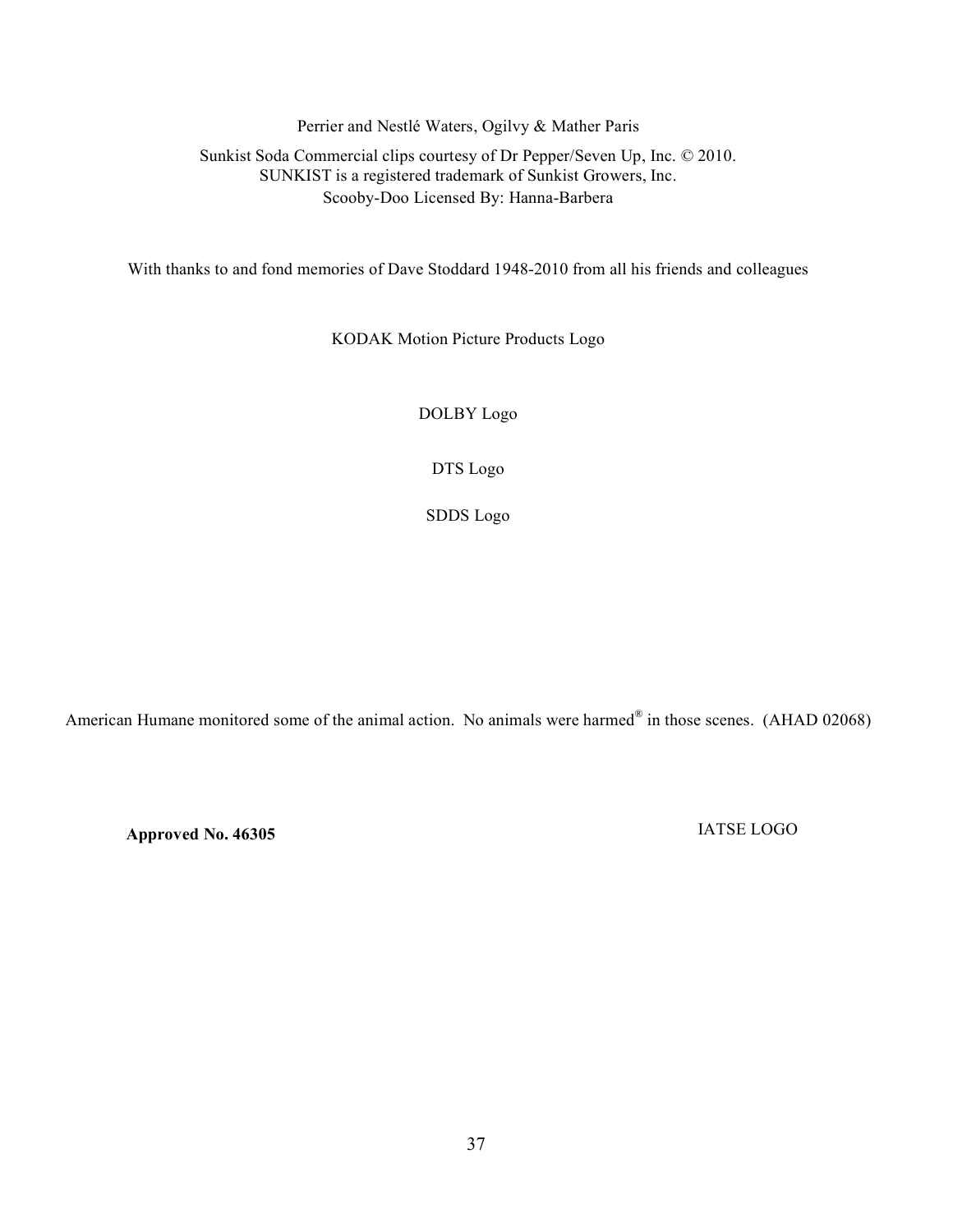Perrier and Nestlé Waters, Ogilvy & Mather Paris

Sunkist Soda Commercial clips courtesy of Dr Pepper/Seven Up, Inc. © 2010.
SUNKIST is a registered trademark of Sunkist Growers, Inc.
Scooby-Doo Licensed By: Hanna-Barbera

With thanks to and fond memories of Dave Stoddard 1948-2010 from all his friends and colleagues

KODAK Motion Picture Products Logo

DOLBY Logo

DTS Logo

SDDS Logo

American Humane monitored some of the animal action. No animals were harmed® in those scenes. (AHAD 02068)

**Approved No. 46305**

IATSE LOGO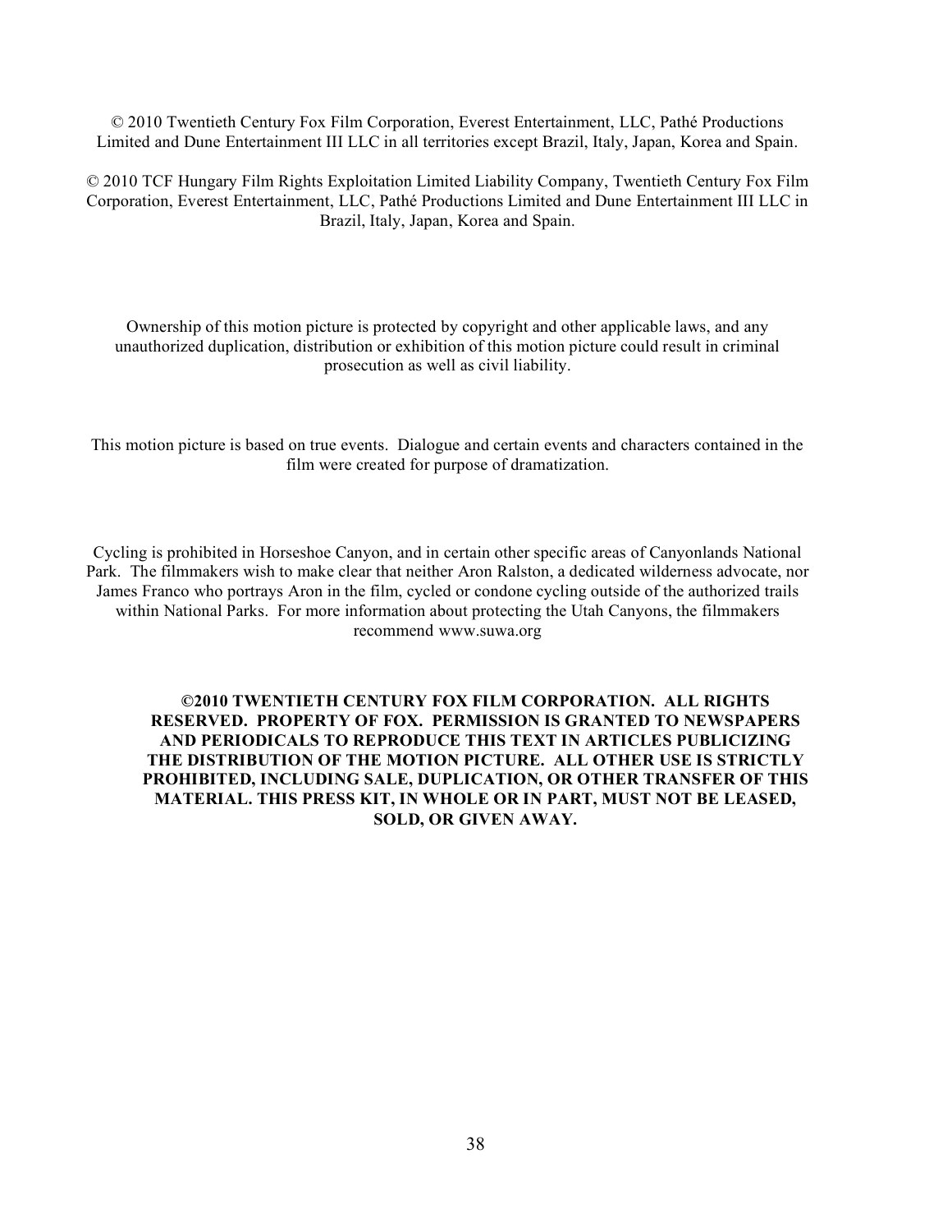© 2010 Twentieth Century Fox Film Corporation, Everest Entertainment, LLC, Pathé Productions Limited and Dune Entertainment III LLC in all territories except Brazil, Italy, Japan, Korea and Spain.

© 2010 TCF Hungary Film Rights Exploitation Limited Liability Company, Twentieth Century Fox Film Corporation, Everest Entertainment, LLC, Pathé Productions Limited and Dune Entertainment III LLC in Brazil, Italy, Japan, Korea and Spain.

Ownership of this motion picture is protected by copyright and other applicable laws, and any unauthorized duplication, distribution or exhibition of this motion picture could result in criminal prosecution as well as civil liability.

This motion picture is based on true events. Dialogue and certain events and characters contained in the film were created for purpose of dramatization.

Cycling is prohibited in Horseshoe Canyon, and in certain other specific areas of Canyonlands National Park. The filmmakers wish to make clear that neither Aron Ralston, a dedicated wilderness advocate, nor James Franco who portrays Aron in the film, cycled or condone cycling outside of the authorized trails within National Parks. For more information about protecting the Utah Canyons, the filmmakers recommend www.suwa.org

**©2010 TWENTIETH CENTURY FOX FILM CORPORATION. ALL RIGHTS RESERVED. PROPERTY OF FOX. PERMISSION IS GRANTED TO NEWSPAPERS AND PERIODICALS TO REPRODUCE THIS TEXT IN ARTICLES PUBLICIZING THE DISTRIBUTION OF THE MOTION PICTURE. ALL OTHER USE IS STRICTLY PROHIBITED, INCLUDING SALE, DUPLICATION, OR OTHER TRANSFER OF THIS MATERIAL. THIS PRESS KIT, IN WHOLE OR IN PART, MUST NOT BE LEASED, SOLD, OR GIVEN AWAY.**